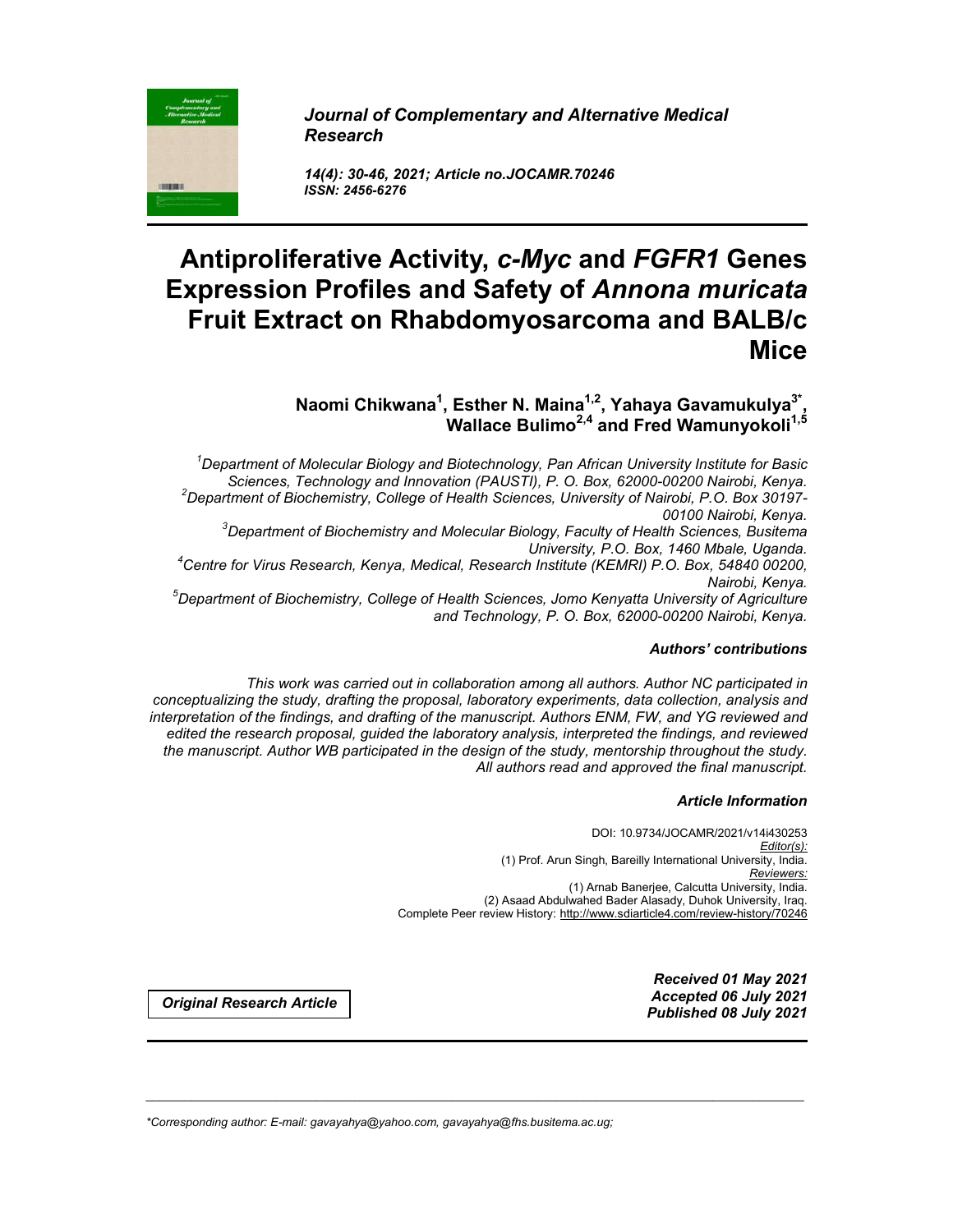*Journal of Complementary and Alternative Medical Research*

*14(4): 30-46, 2021; Article no.JOCAMR.70246*
*ISSN: 2456-6276*

# Antiproliferative Activity, *c-Myc* and *FGFR1* Genes Expression Profiles and Safety of *Annona muricata* Fruit Extract on Rhabdomyosarcoma and BALB/c Mice

**Naomi Chikwana[1], Esther N. Maina[1,2], Yahaya Gavamukulya[3*], Wallace Bulimo[2,4] and Fred Wamunyokoli[1,5]**

*[1]Department of Molecular Biology and Biotechnology, Pan African University Institute for Basic Sciences, Technology and Innovation (PAUSTI), P. O. Box, 62000-00200 Nairobi, Kenya.*
*[2]Department of Biochemistry, College of Health Sciences, University of Nairobi, P.O. Box 30197-00100 Nairobi, Kenya.*
*[3]Department of Biochemistry and Molecular Biology, Faculty of Health Sciences, Busitema University, P.O. Box, 1460 Mbale, Uganda.*
*[4]Centre for Virus Research, Kenya, Medical, Research Institute (KEMRI) P.O. Box, 54840 00200, Nairobi, Kenya.*
*[5]Department of Biochemistry, College of Health Sciences, Jomo Kenyatta University of Agriculture and Technology, P. O. Box, 62000-00200 Nairobi, Kenya.*

***Authors' contributions***

*This work was carried out in collaboration among all authors. Author NC participated in conceptualizing the study, drafting the proposal, laboratory experiments, data collection, analysis and interpretation of the findings, and drafting of the manuscript. Authors ENM, FW, and YG reviewed and edited the research proposal, guided the laboratory analysis, interpreted the findings, and reviewed the manuscript. Author WB participated in the design of the study, mentorship throughout the study. All authors read and approved the final manuscript.*

***Article Information***

DOI: 10.9734/JOCAMR/2021/v14i430253
*Editor(s):*
(1) Prof. Arun Singh, Bareilly International University, India.
*Reviewers:*
(1) Arnab Banerjee, Calcutta University, India.
(2) Asaad Abdulwahed Bader Alasady, Duhok University, Iraq.
Complete Peer review History: http://www.sdiarticle4.com/review-history/70246

***Original Research Article***

***Received 01 May 2021***
***Accepted 06 July 2021***
***Published 08 July 2021***

*\*Corresponding author: E-mail: gavayahya@yahoo.com, gavayahya@fhs.busitema.ac.ug;*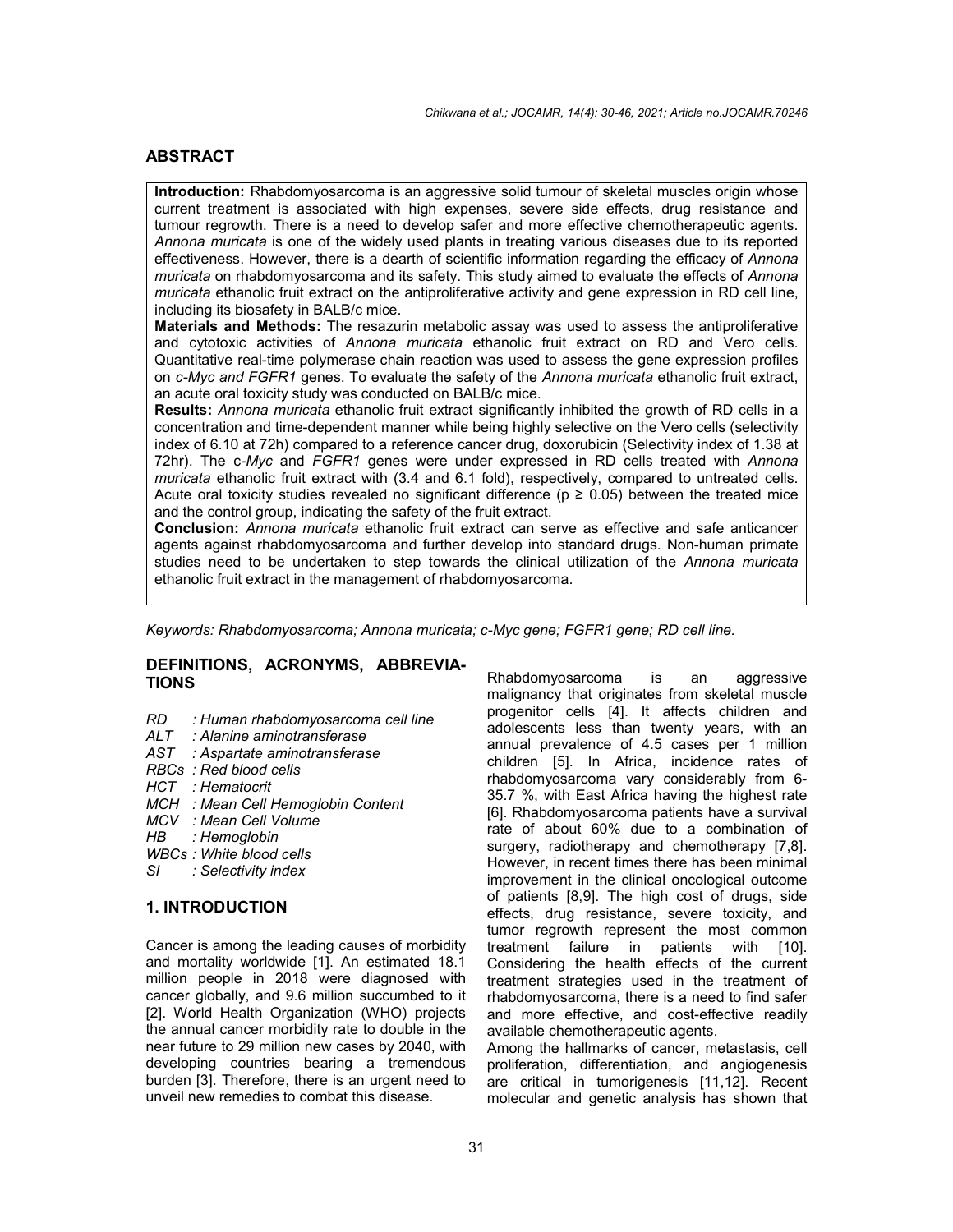## ABSTRACT

**Introduction:** Rhabdomyosarcoma is an aggressive solid tumour of skeletal muscles origin whose current treatment is associated with high expenses, severe side effects, drug resistance and tumour regrowth. There is a need to develop safer and more effective chemotherapeutic agents. *Annona muricata* is one of the widely used plants in treating various diseases due to its reported effectiveness. However, there is a dearth of scientific information regarding the efficacy of *Annona muricata* on rhabdomyosarcoma and its safety. This study aimed to evaluate the effects of *Annona muricata* ethanolic fruit extract on the antiproliferative activity and gene expression in RD cell line, including its biosafety in BALB/c mice.

**Materials and Methods:** The resazurin metabolic assay was used to assess the antiproliferative and cytotoxic activities of *Annona muricata* ethanolic fruit extract on RD and Vero cells. Quantitative real-time polymerase chain reaction was used to assess the gene expression profiles on *c-Myc and FGFR1* genes. To evaluate the safety of the *Annona muricata* ethanolic fruit extract, an acute oral toxicity study was conducted on BALB/c mice.

**Results:** *Annona muricata* ethanolic fruit extract significantly inhibited the growth of RD cells in a concentration and time-dependent manner while being highly selective on the Vero cells (selectivity index of 6.10 at 72h) compared to a reference cancer drug, doxorubicin (Selectivity index of 1.38 at 72hr). The c-*Myc* and *FGFR1* genes were under expressed in RD cells treated with *Annona muricata* ethanolic fruit extract with (3.4 and 6.1 fold), respectively, compared to untreated cells. Acute oral toxicity studies revealed no significant difference ($p \geq 0.05$) between the treated mice and the control group, indicating the safety of the fruit extract.

**Conclusion:** *Annona muricata* ethanolic fruit extract can serve as effective and safe anticancer agents against rhabdomyosarcoma and further develop into standard drugs. Non-human primate studies need to be undertaken to step towards the clinical utilization of the *Annona muricata* ethanolic fruit extract in the management of rhabdomyosarcoma.

*Keywords: Rhabdomyosarcoma; Annona muricata; c-Myc gene; FGFR1 gene; RD cell line.*

## DEFINITIONS, ACRONYMS, ABBREVIATIONS

*RD : Human rhabdomyosarcoma cell line*
*ALT : Alanine aminotransferase*
*AST : Aspartate aminotransferase*
*RBCs : Red blood cells*
*HCT : Hematocrit*
*MCH : Mean Cell Hemoglobin Content*
*MCV : Mean Cell Volume*
*HB : Hemoglobin*
*WBCs : White blood cells*
*SI : Selectivity index*

## 1. INTRODUCTION

Cancer is among the leading causes of morbidity and mortality worldwide [1]. An estimated 18.1 million people in 2018 were diagnosed with cancer globally, and 9.6 million succumbed to it [2]. World Health Organization (WHO) projects the annual cancer morbidity rate to double in the near future to 29 million new cases by 2040, with developing countries bearing a tremendous burden [3]. Therefore, there is an urgent need to unveil new remedies to combat this disease.

Rhabdomyosarcoma is an aggressive malignancy that originates from skeletal muscle progenitor cells [4]. It affects children and adolescents less than twenty years, with an annual prevalence of 4.5 cases per 1 million children [5]. In Africa, incidence rates of rhabdomyosarcoma vary considerably from 6-35.7 %, with East Africa having the highest rate [6]. Rhabdomyosarcoma patients have a survival rate of about 60% due to a combination of surgery, radiotherapy and chemotherapy [7,8]. However, in recent times there has been minimal improvement in the clinical oncological outcome of patients [8,9]. The high cost of drugs, side effects, drug resistance, severe toxicity, and tumor regrowth represent the most common treatment failure in patients with [10]. Considering the health effects of the current treatment strategies used in the treatment of rhabdomyosarcoma, there is a need to find safer and more effective, and cost-effective readily available chemotherapeutic agents.

Among the hallmarks of cancer, metastasis, cell proliferation, differentiation, and angiogenesis are critical in tumorigenesis [11,12]. Recent molecular and genetic analysis has shown that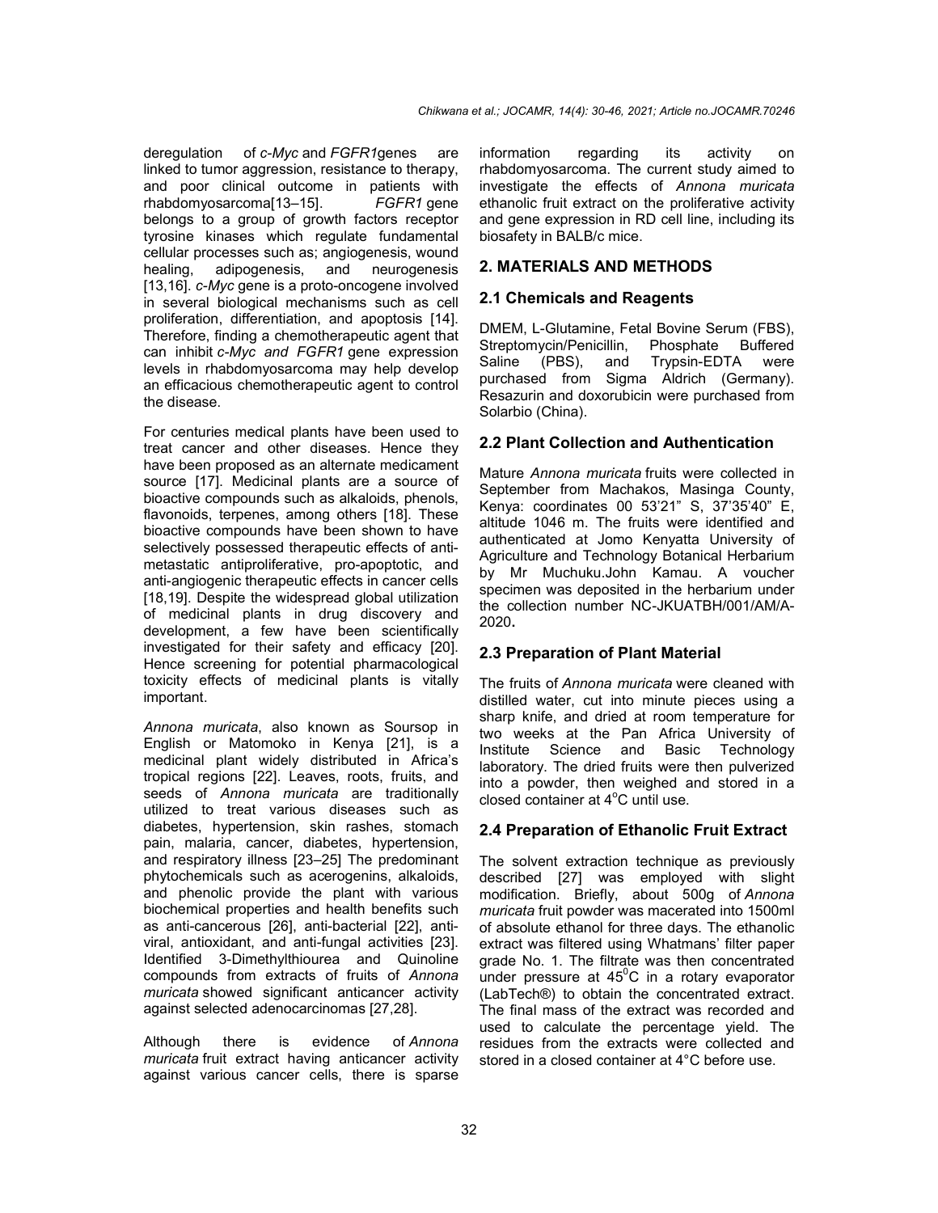deregulation of *c-Myc* and *FGFR1*genes are linked to tumor aggression, resistance to therapy, and poor clinical outcome in patients with rhabdomyosarcoma[13–15]. *FGFR1* gene belongs to a group of growth factors receptor tyrosine kinases which regulate fundamental cellular processes such as; angiogenesis, wound healing, adipogenesis, and neurogenesis [13,16]. *c-Myc* gene is a proto-oncogene involved in several biological mechanisms such as cell proliferation, differentiation, and apoptosis [14]. Therefore, finding a chemotherapeutic agent that can inhibit *c-Myc and FGFR1* gene expression levels in rhabdomyosarcoma may help develop an efficacious chemotherapeutic agent to control the disease.

For centuries medical plants have been used to treat cancer and other diseases. Hence they have been proposed as an alternate medicament source [17]. Medicinal plants are a source of bioactive compounds such as alkaloids, phenols, flavonoids, terpenes, among others [18]. These bioactive compounds have been shown to have selectively possessed therapeutic effects of anti-metastatic antiproliferative, pro-apoptotic, and anti-angiogenic therapeutic effects in cancer cells [18,19]. Despite the widespread global utilization of medicinal plants in drug discovery and development, a few have been scientifically investigated for their safety and efficacy [20]. Hence screening for potential pharmacological toxicity effects of medicinal plants is vitally important.

*Annona muricata*, also known as Soursop in English or Matomoko in Kenya [21], is a medicinal plant widely distributed in Africa's tropical regions [22]. Leaves, roots, fruits, and seeds of *Annona muricata* are traditionally utilized to treat various diseases such as diabetes, hypertension, skin rashes, stomach pain, malaria, cancer, diabetes, hypertension, and respiratory illness [23–25] The predominant phytochemicals such as acerogenins, alkaloids, and phenolic provide the plant with various biochemical properties and health benefits such as anti-cancerous [26], anti-bacterial [22], anti-viral, antioxidant, and anti-fungal activities [23]. Identified 3-Dimethylthiourea and Quinoline compounds from extracts of fruits of *Annona muricata* showed significant anticancer activity against selected adenocarcinomas [27,28].

Although there is evidence of *Annona muricata* fruit extract having anticancer activity against various cancer cells, there is sparse information regarding its activity on rhabdomyosarcoma. The current study aimed to investigate the effects of *Annona muricata* ethanolic fruit extract on the proliferative activity and gene expression in RD cell line, including its biosafety in BALB/c mice.

## 2. MATERIALS AND METHODS

### 2.1 Chemicals and Reagents

DMEM, L-Glutamine, Fetal Bovine Serum (FBS), Streptomycin/Penicillin, Phosphate Buffered Saline (PBS), and Trypsin-EDTA were purchased from Sigma Aldrich (Germany). Resazurin and doxorubicin were purchased from Solarbio (China).

### 2.2 Plant Collection and Authentication

Mature *Annona muricata* fruits were collected in September from Machakos, Masinga County, Kenya: coordinates 00 53'21" S, 37'35'40" E, altitude 1046 m. The fruits were identified and authenticated at Jomo Kenyatta University of Agriculture and Technology Botanical Herbarium by Mr Muchuku.John Kamau. A voucher specimen was deposited in the herbarium under the collection number NC-JKUATBH/001/AM/A-2020**.**

### 2.3 Preparation of Plant Material

The fruits of *Annona muricata* were cleaned with distilled water, cut into minute pieces using a sharp knife, and dried at room temperature for two weeks at the Pan Africa University of Institute Science and Basic Technology laboratory. The dried fruits were then pulverized into a powder, then weighed and stored in a closed container at $4^{o}C$ until use.

### 2.4 Preparation of Ethanolic Fruit Extract

The solvent extraction technique as previously described [27] was employed with slight modification. Briefly, about 500g of *Annona muricata* fruit powder was macerated into 1500ml of absolute ethanol for three days. The ethanolic extract was filtered using Whatmans' filter paper grade No. 1. The filtrate was then concentrated under pressure at $45^{0}C$ in a rotary evaporator (LabTech®) to obtain the concentrated extract. The final mass of the extract was recorded and used to calculate the percentage yield. The residues from the extracts were collected and stored in a closed container at 4°C before use.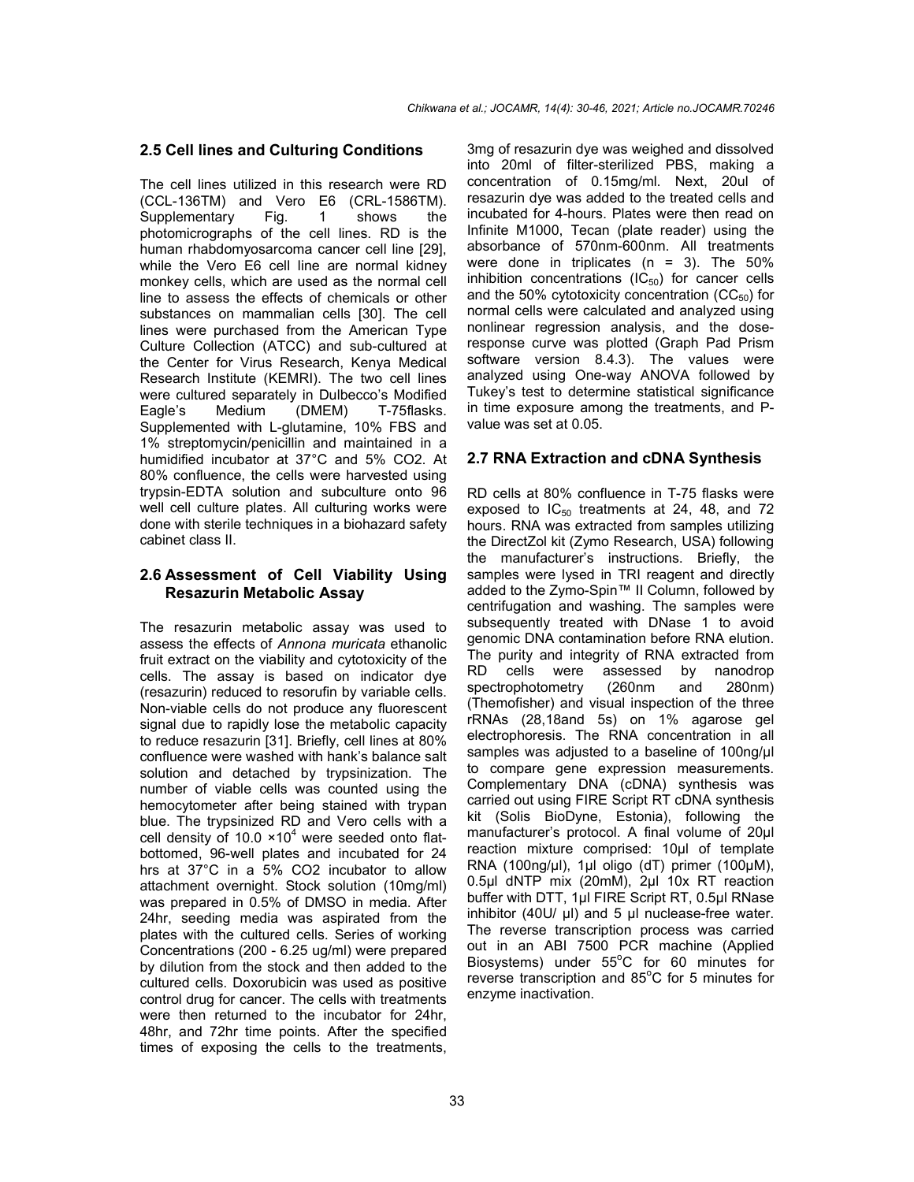## 2.5 Cell lines and Culturing Conditions

The cell lines utilized in this research were RD (CCL-136TM) and Vero E6 (CRL-1586TM). Supplementary Fig. 1 shows the photomicrographs of the cell lines. RD is the human rhabdomyosarcoma cancer cell line [29], while the Vero E6 cell line are normal kidney monkey cells, which are used as the normal cell line to assess the effects of chemicals or other substances on mammalian cells [30]. The cell lines were purchased from the American Type Culture Collection (ATCC) and sub-cultured at the Center for Virus Research, Kenya Medical Research Institute (KEMRI). The two cell lines were cultured separately in Dulbecco's Modified Eagle's Medium (DMEM) T-75flasks. Supplemented with L-glutamine, 10% FBS and 1% streptomycin/penicillin and maintained in a humidified incubator at 37°C and 5% CO2. At 80% confluence, the cells were harvested using trypsin-EDTA solution and subculture onto 96 well cell culture plates. All culturing works were done with sterile techniques in a biohazard safety cabinet class II.

## 2.6 Assessment of Cell Viability Using Resazurin Metabolic Assay

The resazurin metabolic assay was used to assess the effects of *Annona muricata* ethanolic fruit extract on the viability and cytotoxicity of the cells. The assay is based on indicator dye (resazurin) reduced to resorufin by variable cells. Non-viable cells do not produce any fluorescent signal due to rapidly lose the metabolic capacity to reduce resazurin [31]. Briefly, cell lines at 80% confluence were washed with hank's balance salt solution and detached by trypsinization. The number of viable cells was counted using the hemocytometer after being stained with trypan blue. The trypsinized RD and Vero cells with a cell density of $10.0 \times 10^4$ were seeded onto flat-bottomed, 96-well plates and incubated for 24 hrs at 37°C in a 5% CO2 incubator to allow attachment overnight. Stock solution (10mg/ml) was prepared in 0.5% of DMSO in media. After 24hr, seeding media was aspirated from the plates with the cultured cells. Series of working Concentrations (200 - 6.25 ug/ml) were prepared by dilution from the stock and then added to the cultured cells. Doxorubicin was used as positive control drug for cancer. The cells with treatments were then returned to the incubator for 24hr, 48hr, and 72hr time points. After the specified times of exposing the cells to the treatments, 3mg of resazurin dye was weighed and dissolved into 20ml of filter-sterilized PBS, making a concentration of 0.15mg/ml. Next, 20ul of resazurin dye was added to the treated cells and incubated for 4-hours. Plates were then read on Infinite M1000, Tecan (plate reader) using the absorbance of 570nm-600nm. All treatments were done in triplicates (n = 3). The 50% inhibition concentrations ($IC_{50}$) for cancer cells and the 50% cytotoxicity concentration ($CC_{50}$) for normal cells were calculated and analyzed using nonlinear regression analysis, and the dose-response curve was plotted (Graph Pad Prism software version 8.4.3). The values were analyzed using One-way ANOVA followed by Tukey's test to determine statistical significance in time exposure among the treatments, and P-value was set at 0.05.

## 2.7 RNA Extraction and cDNA Synthesis

RD cells at 80% confluence in T-75 flasks were exposed to $IC_{50}$ treatments at 24, 48, and 72 hours. RNA was extracted from samples utilizing the DirectZol kit (Zymo Research, USA) following the manufacturer's instructions. Briefly, the samples were lysed in TRI reagent and directly added to the Zymo-Spin™ II Column, followed by centrifugation and washing. The samples were subsequently treated with DNase 1 to avoid genomic DNA contamination before RNA elution. The purity and integrity of RNA extracted from RD cells were assessed by nanodrop spectrophotometry (260nm and 280nm) (Themofisher) and visual inspection of the three rRNAs (28,18and 5s) on 1% agarose gel electrophoresis. The RNA concentration in all samples was adjusted to a baseline of 100ng/µl to compare gene expression measurements. Complementary DNA (cDNA) synthesis was carried out using FIRE Script RT cDNA synthesis kit (Solis BioDyne, Estonia), following the manufacturer's protocol. A final volume of 20µl reaction mixture comprised: 10µl of template RNA (100ng/µl), 1µl oligo (dT) primer (100µM), 0.5µl dNTP mix (20mM), 2µl 10x RT reaction buffer with DTT, 1µl FIRE Script RT, 0.5µl RNase inhibitor (40U/ µl) and 5 µl nuclease-free water. The reverse transcription process was carried out in an ABI 7500 PCR machine (Applied Biosystems) under 55°C for 60 minutes for reverse transcription and 85°C for 5 minutes for enzyme inactivation.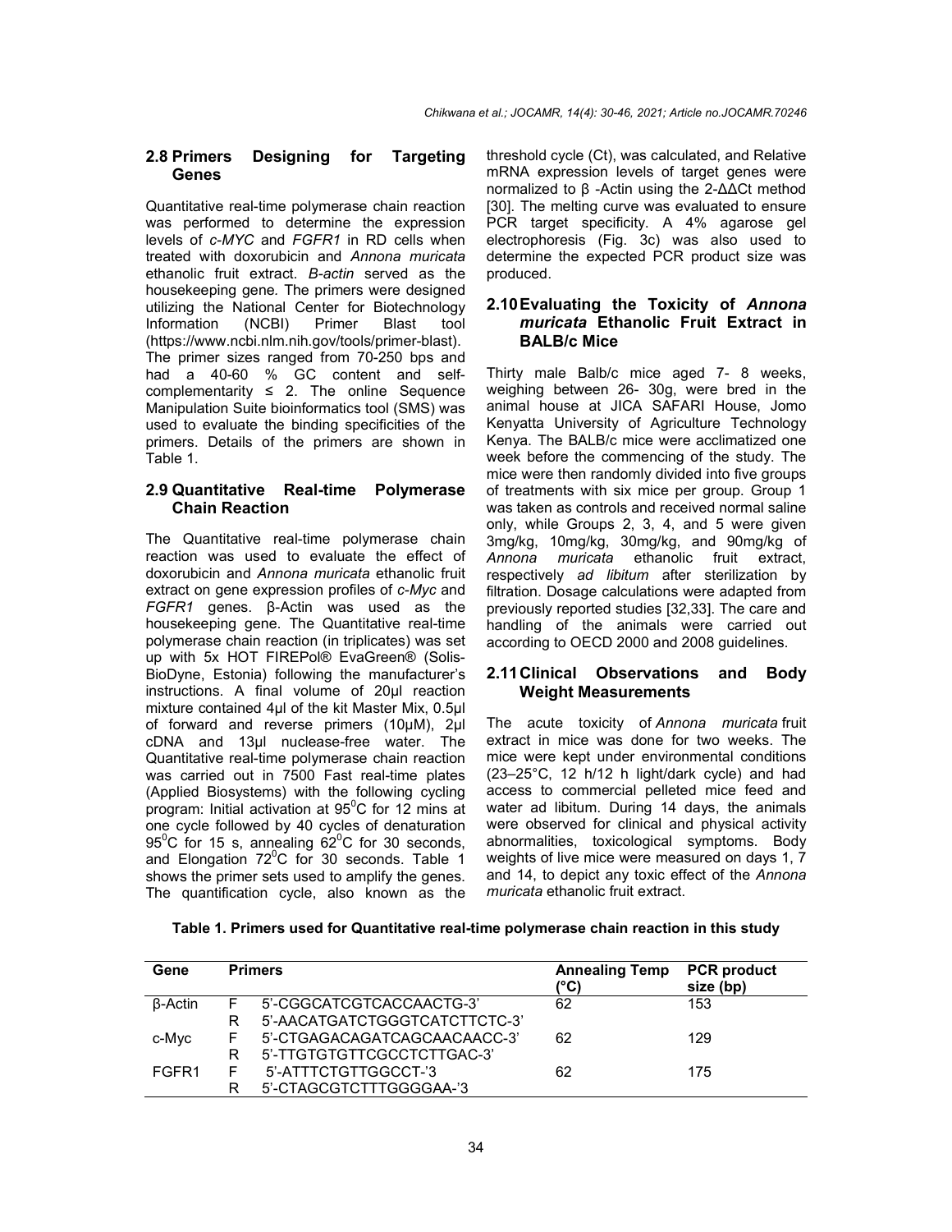### 2.8 Primers Designing for Targeting Genes

Quantitative real-time polymerase chain reaction was performed to determine the expression levels of *c-MYC* and *FGFR1* in RD cells when treated with doxorubicin and *Annona muricata* ethanolic fruit extract. *B-actin* served as the housekeeping gene. The primers were designed utilizing the National Center for Biotechnology Information (NCBI) Primer Blast tool (https://www.ncbi.nlm.nih.gov/tools/primer-blast). The primer sizes ranged from 70-250 bps and had a 40-60 % GC content and self-complementarity ≤ 2. The online Sequence Manipulation Suite bioinformatics tool (SMS) was used to evaluate the binding specificities of the primers. Details of the primers are shown in Table 1.

### 2.9 Quantitative Real-time Polymerase Chain Reaction

The Quantitative real-time polymerase chain reaction was used to evaluate the effect of doxorubicin and *Annona muricata* ethanolic fruit extract on gene expression profiles of *c-Myc* and *FGFR1* genes. β-Actin was used as the housekeeping gene. The Quantitative real-time polymerase chain reaction (in triplicates) was set up with 5x HOT FIREPol® EvaGreen® (Solis-BioDyne, Estonia) following the manufacturer's instructions. A final volume of 20µl reaction mixture contained 4µl of the kit Master Mix, 0.5µl of forward and reverse primers (10µM), 2µl cDNA and 13µl nuclease-free water. The Quantitative real-time polymerase chain reaction was carried out in 7500 Fast real-time plates (Applied Biosystems) with the following cycling program: Initial activation at $95^0$C for 12 mins at one cycle followed by 40 cycles of denaturation $95^0$C for 15 s, annealing $62^0$C for 30 seconds, and Elongation $72^0$C for 30 seconds. Table 1 shows the primer sets used to amplify the genes. The quantification cycle, also known as the threshold cycle (Ct), was calculated, and Relative mRNA expression levels of target genes were normalized to β -Actin using the 2-ΔΔCt method [30]. The melting curve was evaluated to ensure PCR target specificity. A 4% agarose gel electrophoresis (Fig. 3c) was also used to determine the expected PCR product size was produced.

### 2.10 Evaluating the Toxicity of *Annona muricata* Ethanolic Fruit Extract in BALB/c Mice

Thirty male Balb/c mice aged 7- 8 weeks, weighing between 26- 30g, were bred in the animal house at JICA SAFARI House, Jomo Kenyatta University of Agriculture Technology Kenya. The BALB/c mice were acclimatized one week before the commencing of the study. The mice were then randomly divided into five groups of treatments with six mice per group. Group 1 was taken as controls and received normal saline only, while Groups 2, 3, 4, and 5 were given 3mg/kg, 10mg/kg, 30mg/kg, and 90mg/kg of *Annona muricata* ethanolic fruit extract, respectively *ad libitum* after sterilization by filtration. Dosage calculations were adapted from previously reported studies [32,33]. The care and handling of the animals were carried out according to OECD 2000 and 2008 guidelines.

### 2.11 Clinical Observations and Body Weight Measurements

The acute toxicity of *Annona muricata* fruit extract in mice was done for two weeks. The mice were kept under environmental conditions (23–25°C, 12 h/12 h light/dark cycle) and had access to commercial pelleted mice feed and water ad libitum. During 14 days, the animals were observed for clinical and physical activity abnormalities, toxicological symptoms. Body weights of live mice were measured on days 1, 7 and 14, to depict any toxic effect of the *Annona muricata* ethanolic fruit extract.

**Table 1. Primers used for Quantitative real-time polymerase chain reaction in this study**

| Gene | Primers | | Annealing Temp (°C) | PCR product size (bp) |
|---|---|---|---|---|
| β-Actin | F | 5'-CGGCATCGTCACCAACTG-3' | 62 | 153 |
| | R | 5'-AACATGATCTGGGTCATCTTCTC-3' | | |
| c-Myc | F | 5'-CTGAGACAGATCAGCAACAACC-3' | 62 | 129 |
| | R | 5'-TTGTGTGTTCGCCTCTTGAC-3' | | |
| FGFR1 | F | 5'-ATTTCTGTTGGCCT-'3 | 62 | 175 |
| | R | 5'-CTAGCGTCTTTGGGGAA-'3 | | |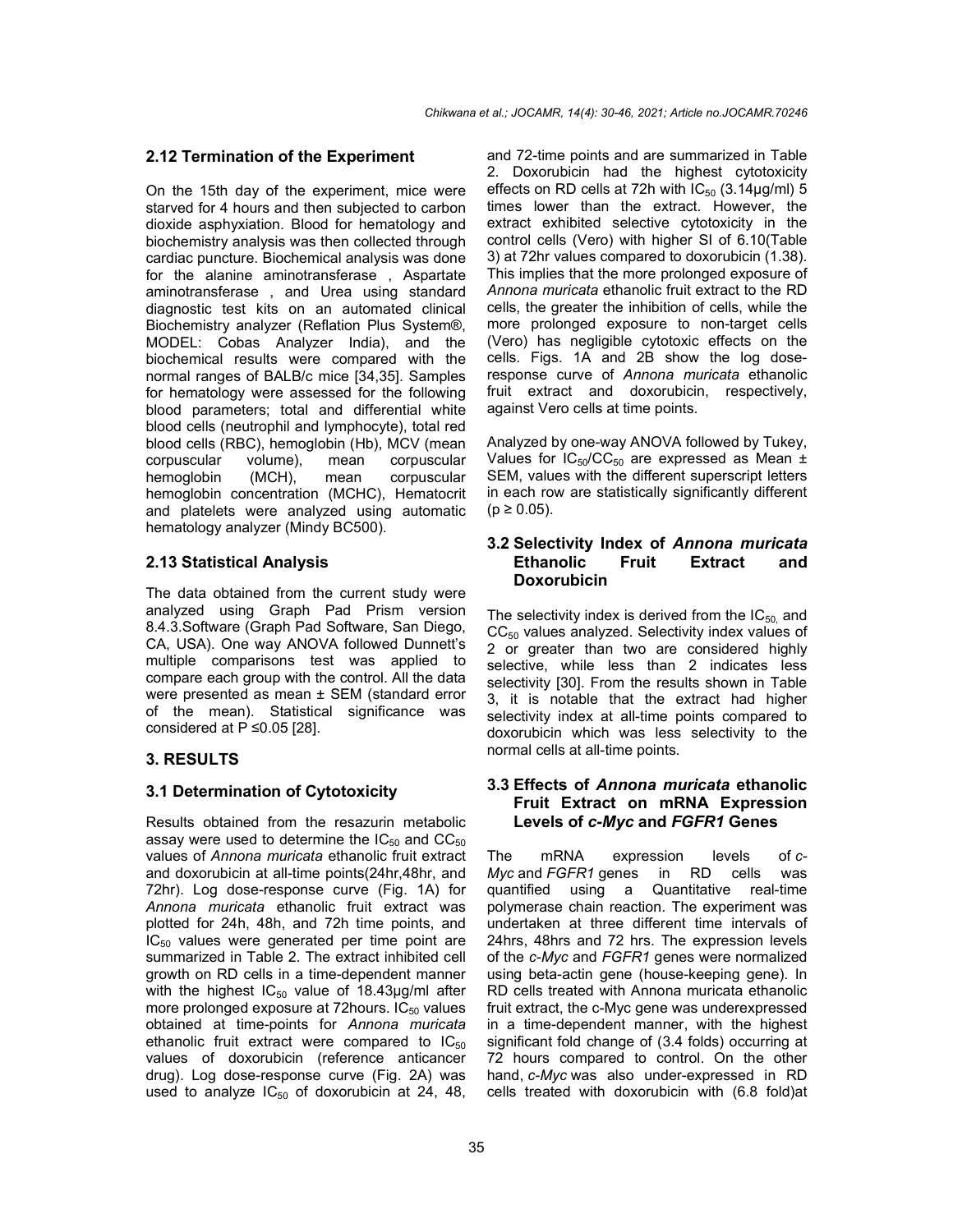### 2.12 Termination of the Experiment

On the 15th day of the experiment, mice were starved for 4 hours and then subjected to carbon dioxide asphyxiation. Blood for hematology and biochemistry analysis was then collected through cardiac puncture. Biochemical analysis was done for the alanine aminotransferase , Aspartate aminotransferase , and Urea using standard diagnostic test kits on an automated clinical Biochemistry analyzer (Reflation Plus System®, MODEL: Cobas Analyzer India), and the biochemical results were compared with the normal ranges of BALB/c mice [34,35]. Samples for hematology were assessed for the following blood parameters; total and differential white blood cells (neutrophil and lymphocyte), total red blood cells (RBC), hemoglobin (Hb), MCV (mean corpuscular volume), mean corpuscular hemoglobin (MCH), mean corpuscular hemoglobin concentration (MCHC), Hematocrit and platelets were analyzed using automatic hematology analyzer (Mindy BC500).

### 2.13 Statistical Analysis

The data obtained from the current study were analyzed using Graph Pad Prism version 8.4.3.Software (Graph Pad Software, San Diego, CA, USA). One way ANOVA followed Dunnett's multiple comparisons test was applied to compare each group with the control. All the data were presented as mean ± SEM (standard error of the mean). Statistical significance was considered at $P \leq 0.05$ [28].

## 3. RESULTS

### 3.1 Determination of Cytotoxicity

Results obtained from the resazurin metabolic assay were used to determine the $IC_{50}$ and $CC_{50}$ values of *Annona muricata* ethanolic fruit extract and doxorubicin at all-time points(24hr,48hr, and 72hr). Log dose-response curve (Fig. 1A) for *Annona muricata* ethanolic fruit extract was plotted for 24h, 48h, and 72h time points, and $IC_{50}$ values were generated per time point are summarized in Table 2. The extract inhibited cell growth on RD cells in a time-dependent manner with the highest $IC_{50}$ value of 18.43µg/ml after more prolonged exposure at 72hours. $IC_{50}$ values obtained at time-points for *Annona muricata* ethanolic fruit extract were compared to $IC_{50}$ values of doxorubicin (reference anticancer drug). Log dose-response curve (Fig. 2A) was used to analyze $IC_{50}$ of doxorubicin at 24, 48, and 72-time points and are summarized in Table 2. Doxorubicin had the highest cytotoxicity effects on RD cells at 72h with $IC_{50}$ (3.14µg/ml) 5 times lower than the extract. However, the extract exhibited selective cytotoxicity in the control cells (Vero) with higher SI of 6.10(Table 3) at 72hr values compared to doxorubicin (1.38). This implies that the more prolonged exposure of *Annona muricata* ethanolic fruit extract to the RD cells, the greater the inhibition of cells, while the more prolonged exposure to non-target cells (Vero) has negligible cytotoxic effects on the cells. Figs. 1A and 2B show the log dose-response curve of *Annona muricata* ethanolic fruit extract and doxorubicin, respectively, against Vero cells at time points.

Analyzed by one-way ANOVA followed by Tukey, Values for $IC_{50}/CC_{50}$ are expressed as Mean ± SEM, values with the different superscript letters in each row are statistically significantly different ($p \geq 0.05$).

### 3.2 Selectivity Index of *Annona muricata* Ethanolic Fruit Extract and Doxorubicin

The selectivity index is derived from the $IC_{50,}$ and $CC_{50}$ values analyzed. Selectivity index values of 2 or greater than two are considered highly selective, while less than 2 indicates less selectivity [30]. From the results shown in Table 3, it is notable that the extract had higher selectivity index at all-time points compared to doxorubicin which was less selectivity to the normal cells at all-time points.

### 3.3 Effects of *Annona muricata* ethanolic Fruit Extract on mRNA Expression Levels of *c-Myc* and *FGFR1* Genes

The mRNA expression levels of *c-Myc* and *FGFR1* genes in RD cells was quantified using a Quantitative real-time polymerase chain reaction. The experiment was undertaken at three different time intervals of 24hrs, 48hrs and 72 hrs. The expression levels of the *c-Myc* and *FGFR1* genes were normalized using beta-actin gene (house-keeping gene). In RD cells treated with Annona muricata ethanolic fruit extract, the c-Myc gene was underexpressed in a time-dependent manner, with the highest significant fold change of (3.4 folds) occurring at 72 hours compared to control. On the other hand, *c-Myc* was also under-expressed in RD cells treated with doxorubicin with (6.8 fold)at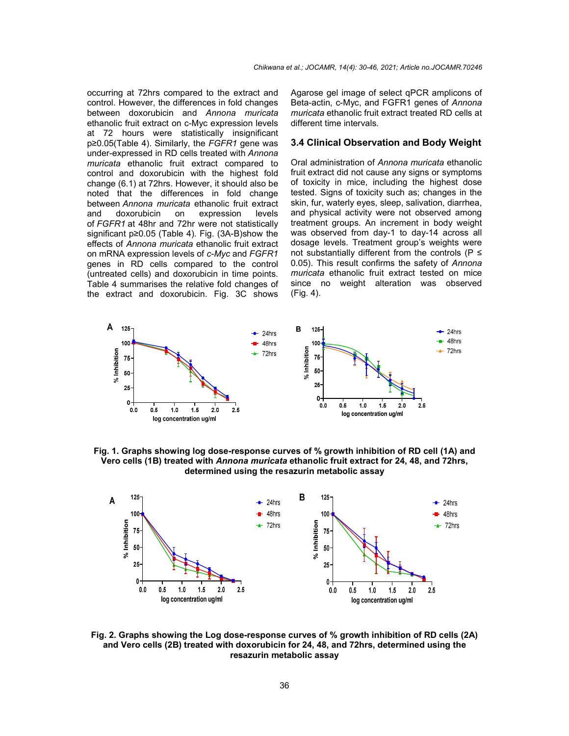occurring at 72hrs compared to the extract and control. However, the differences in fold changes between doxorubicin and *Annona muricata* ethanolic fruit extract on c-Myc expression levels at 72 hours were statistically insignificant p≥0.05(Table 4). Similarly, the *FGFR1* gene was under-expressed in RD cells treated with *Annona muricata* ethanolic fruit extract compared to control and doxorubicin with the highest fold change (6.1) at 72hrs. However, it should also be noted that the differences in fold change between *Annona muricata* ethanolic fruit extract and doxorubicin on expression levels of *FGFR1* at 48hr and 72hr were not statistically significant p≥0.05 (Table 4). Fig. (3A-B)show the effects of *Annona muricata* ethanolic fruit extract on mRNA expression levels of *c-Myc* and *FGFR1* genes in RD cells compared to the control (untreated cells) and doxorubicin in time points. Table 4 summarises the relative fold changes of the extract and doxorubicin. Fig. 3C shows Agarose gel image of select qPCR amplicons of Beta-actin, c-Myc, and FGFR1 genes of *Annona muricata* ethanolic fruit extract treated RD cells at different time intervals.

### 3.4 Clinical Observation and Body Weight

Oral administration of *Annona muricata* ethanolic fruit extract did not cause any signs or symptoms of toxicity in mice, including the highest dose tested. Signs of toxicity such as; changes in the skin, fur, waterly eyes, sleep, salivation, diarrhea, and physical activity were not observed among treatment groups. An increment in body weight was observed from day-1 to day-14 across all dosage levels. Treatment group's weights were not substantially different from the controls (P ≤ 0.05). This result confirms the safety of *Annona muricata* ethanolic fruit extract tested on mice since no weight alteration was observed (Fig. 4).

**Fig. 1. Graphs showing log dose-response curves of % growth inhibition of RD cell (1A) and Vero cells (1B) treated with *Annona muricata* ethanolic fruit extract for 24, 48, and 72hrs, determined using the resazurin metabolic assay**

**Fig. 2. Graphs showing the Log dose-response curves of % growth inhibition of RD cells (2A) and Vero cells (2B) treated with doxorubicin for 24, 48, and 72hrs, determined using the resazurin metabolic assay**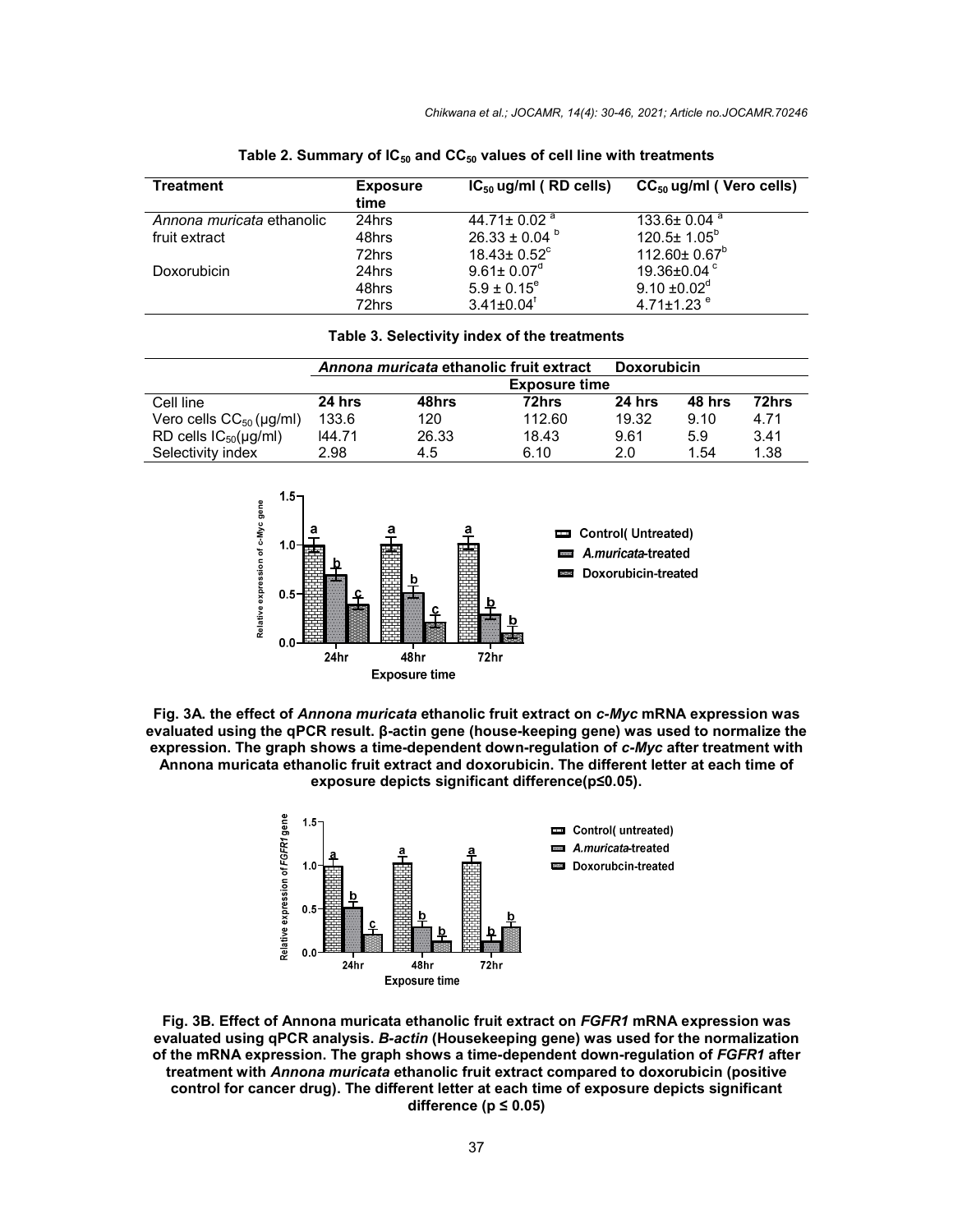**Table 2. Summary of $IC_{50}$ and $CC_{50}$ values of cell line with treatments**

| Treatment | Exposure time | $IC_{50}$ ug/ml ( RD cells) | $CC_{50}$ ug/ml ( Vero cells) |
|---|---|---|---|
| *Annona muricata* ethanolic fruit extract | 24hrs | 44.71± 0.02 [a] | 133.6± 0.04 [a] |
| | 48hrs | 26.33 ± 0.04 [b] | 120.5± 1.05[b] |
| | 72hrs | 18.43± 0.52[c] | 112.60± 0.67[b] |
| Doxorubicin | 24hrs | 9.61± 0.07[d] | 19.36±0.04 [c] |
| | 48hrs | 5.9 ± 0.15[e] | 9.10 ±0.02[d] |
| | 72hrs | 3.41±0.04[f] | 4.71±1.23 [e] |

**Table 3. Selectivity index of the treatments**

| | ***Annona muricata* ethanolic fruit extract** | | | **Doxorubicin** | | |
|---|---|---|---|---|---|---|
| | **Exposure time** | | | | | |
| Cell line | **24 hrs** | **48hrs** | **72hrs** | **24 hrs** | **48 hrs** | **72hrs** |
| Vero cells $CC_{50}$ (µg/ml) | 133.6 | 120 | 112.60 | 19.32 | 9.10 | 4.71 |
| RD cells $IC_{50}$(µg/ml) | l44.71 | 26.33 | 18.43 | 9.61 | 5.9 | 3.41 |
| Selectivity index | 2.98 | 4.5 | 6.10 | 2.0 | 1.54 | 1.38 |

**Fig. 3A. the effect of *Annona muricata* ethanolic fruit extract on *c-Myc* mRNA expression was evaluated using the qPCR result. β-actin gene (house-keeping gene) was used to normalize the expression. The graph shows a time-dependent down-regulation of *c-Myc* after treatment with Annona muricata ethanolic fruit extract and doxorubicin. The different letter at each time of exposure depicts significant difference(p≤0.05).**

**Fig. 3B. Effect of Annona muricata ethanolic fruit extract on *FGFR1* mRNA expression was evaluated using qPCR analysis. *B-actin* (Housekeeping gene) was used for the normalization of the mRNA expression. The graph shows a time-dependent down-regulation of *FGFR1* after treatment with *Annona muricata* ethanolic fruit extract compared to doxorubicin (positive control for cancer drug). The different letter at each time of exposure depicts significant difference (p ≤ 0.05)**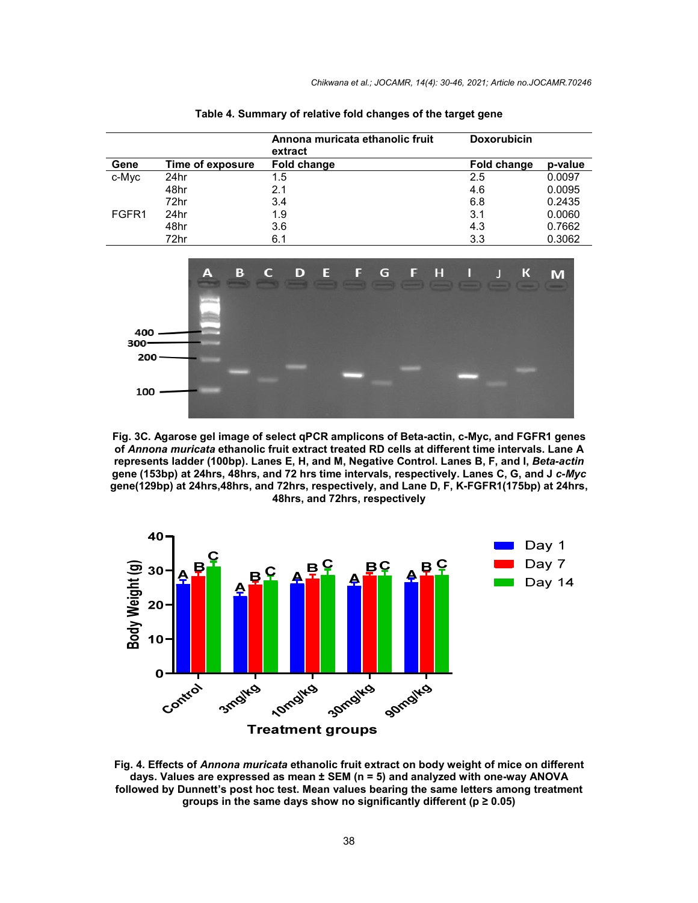**Table 4. Summary of relative fold changes of the target gene**

| | | Annona muricata ethanolic fruit extract | Doxorubicin | |
|---|---|---|---|---|
| **Gene** | **Time of exposure** | **Fold change** | **Fold change** | **p-value** |
| c-Myc | 24hr | 1.5 | 2.5 | 0.0097 |
| | 48hr | 2.1 | 4.6 | 0.0095 |
| | 72hr | 3.4 | 6.8 | 0.2435 |
| FGFR1 | 24hr | 1.9 | 3.1 | 0.0060 |
| | 48hr | 3.6 | 4.3 | 0.7662 |
| | 72hr | 6.1 | 3.3 | 0.3062 |

**Fig. 3C. Agarose gel image of select qPCR amplicons of Beta-actin, c-Myc, and FGFR1 genes of *Annona muricata* ethanolic fruit extract treated RD cells at different time intervals. Lane A represents ladder (100bp). Lanes E, H, and M, Negative Control. Lanes B, F, and I, *Beta-actin* gene (153bp) at 24hrs, 48hrs, and 72 hrs time intervals, respectively. Lanes C, G, and J *c-Myc* gene(129bp) at 24hrs,48hrs, and 72hrs, respectively, and Lane D, F, K-FGFR1(175bp) at 24hrs, 48hrs, and 72hrs, respectively**

**Fig. 4. Effects of *Annona muricata* ethanolic fruit extract on body weight of mice on different days. Values are expressed as mean ± SEM (n = 5) and analyzed with one-way ANOVA followed by Dunnett's post hoc test. Mean values bearing the same letters among treatment groups in the same days show no significantly different ($p \geq 0.05$)**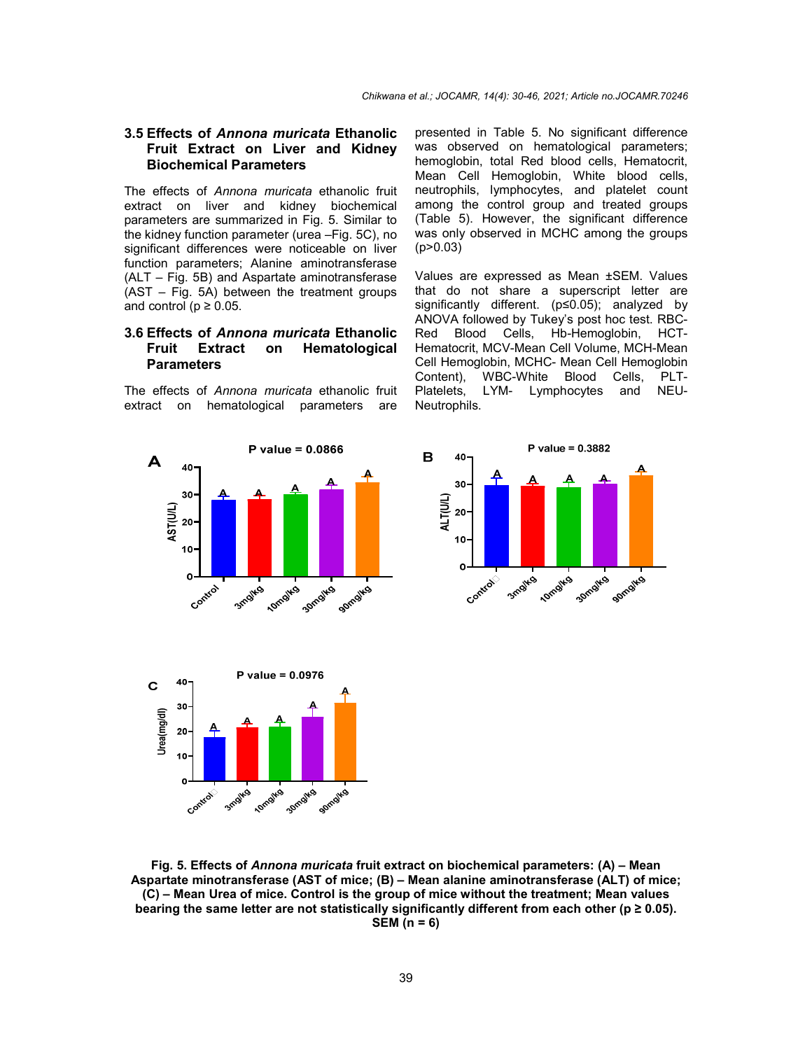### 3.5 Effects of *Annona muricata* Ethanolic Fruit Extract on Liver and Kidney Biochemical Parameters

The effects of *Annona muricata* ethanolic fruit extract on liver and kidney biochemical parameters are summarized in Fig. 5. Similar to the kidney function parameter (urea –Fig. 5C), no significant differences were noticeable on liver function parameters; Alanine aminotransferase (ALT – Fig. 5B) and Aspartate aminotransferase (AST – Fig. 5A) between the treatment groups and control ($p \geq 0.05$.

### 3.6 Effects of *Annona muricata* Ethanolic Fruit Extract on Hematological Parameters

The effects of *Annona muricata* ethanolic fruit extract on hematological parameters are presented in Table 5. No significant difference was observed on hematological parameters; hemoglobin, total Red blood cells, Hematocrit, Mean Cell Hemoglobin, White blood cells, neutrophils, lymphocytes, and platelet count among the control group and treated groups (Table 5). However, the significant difference was only observed in MCHC among the groups ($p>0.03$)

Values are expressed as Mean ±SEM. Values that do not share a superscript letter are significantly different. ($p \leq 0.05$); analyzed by ANOVA followed by Tukey's post hoc test. RBC-Red Blood Cells, Hb-Hemoglobin, HCT-Hematocrit, MCV-Mean Cell Volume, MCH-Mean Cell Hemoglobin, MCHC- Mean Cell Hemoglobin Content), WBC-White Blood Cells, PLT-Platelets, LYM- Lymphocytes and NEU-Neutrophils.

**Fig. 5. Effects of *Annona muricata* fruit extract on biochemical parameters: (A) – Mean Aspartate minotransferase (AST of mice; (B) – Mean alanine aminotransferase (ALT) of mice; (C) – Mean Urea of mice. Control is the group of mice without the treatment; Mean values bearing the same letter are not statistically significantly different from each other ($p \geq 0.05$). SEM (n = 6)**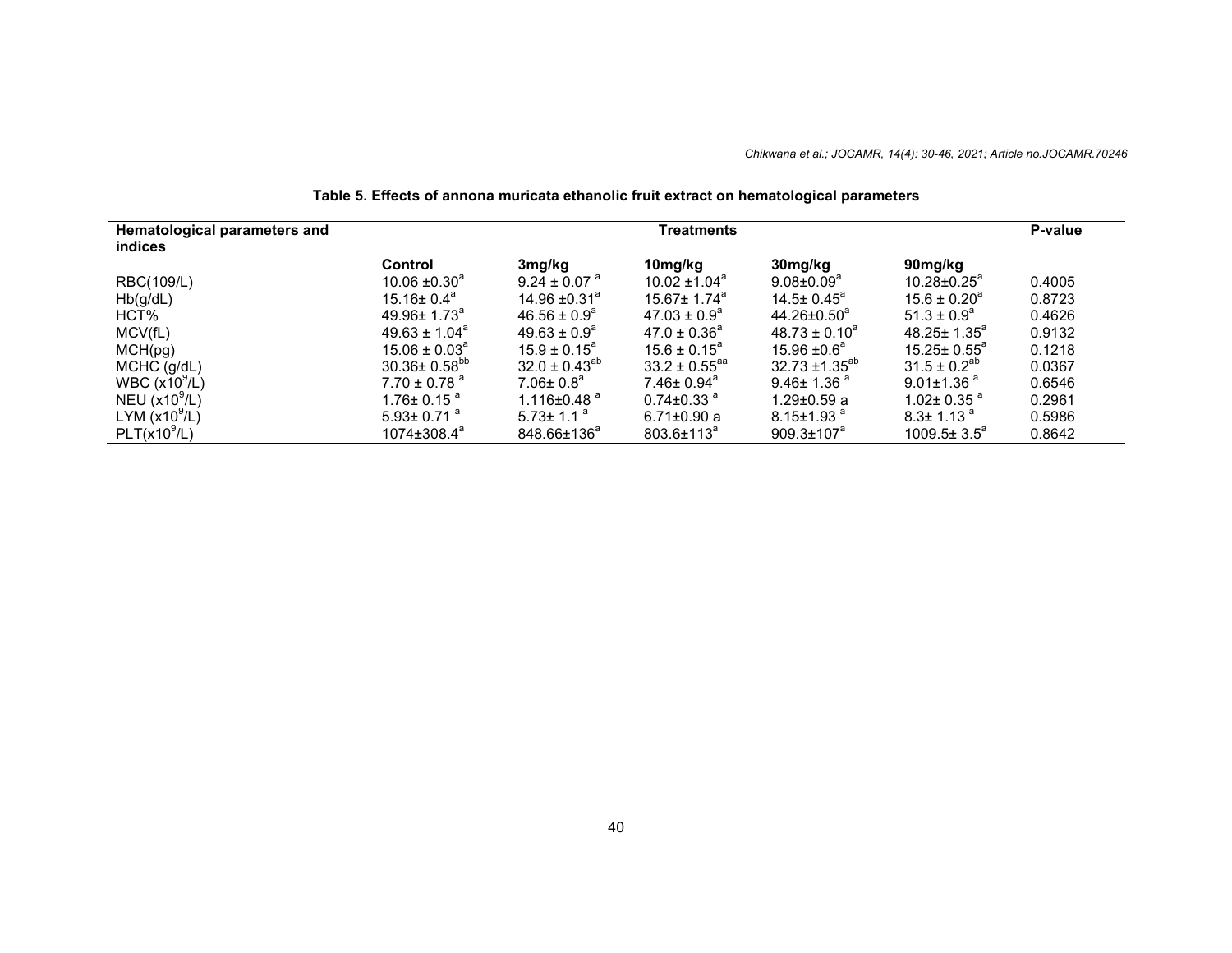**Table 5. Effects of annona muricata ethanolic fruit extract on hematological parameters**

| Hematological parameters and indices | Treatments | | | | | P-value |
|---|---|---|---|---|---|---|
| | Control | 3mg/kg | 10mg/kg | 30mg/kg | 90mg/kg | |
| RBC(109/L) | 10.06 ±0.30[a] | 9.24 ± 0.07 [a] | 10.02 ±1.04[a] | 9.08±0.09[a] | 10.28±0.25[a] | 0.4005 |
| Hb(g/dL) | 15.16± 0.4[a] | 14.96 ±0.31[a] | 15.67± 1.74[a] | 14.5± 0.45[a] | 15.6 ± 0.20[a] | 0.8723 |
| HCT% | 49.96± 1.73[a] | 46.56 ± 0.9[a] | 47.03 ± 0.9[a] | 44.26±0.50[a] | 51.3 ± 0.9[a] | 0.4626 |
| MCV(fL) | 49.63 ± 1.04[a] | 49.63 ± 0.9[a] | 47.0 ± 0.36[a] | 48.73 ± 0.10[a] | 48.25± 1.35[a] | 0.9132 |
| MCH(pg) | 15.06 ± 0.03[a] | 15.9 ± 0.15[a] | 15.6 ± 0.15[a] | 15.96 ±0.6[a] | 15.25± 0.55[a] | 0.1218 |
| MCHC (g/dL) | 30.36± 0.58[bb] | 32.0 ± 0.43[ab] | 33.2 ± 0.55[aa] | 32.73 ±1.35[ab] | 31.5 ± 0.2[ab] | 0.0367 |
| WBC ($x10^9$/L) | 7.70 ± 0.78 [a] | 7.06± 0.8[a] | 7.46± 0.94[a] | 9.46± 1.36 [a] | 9.01±1.36 [a] | 0.6546 |
| NEU ($x10^9$/L) | 1.76± 0.15 [a] | 1.116±0.48 [a] | 0.74±0.33 [a] | 1.29±0.59 a | 1.02± 0.35 [a] | 0.2961 |
| LYM ($x10^9$/L) | 5.93± 0.71 [a] | 5.73± 1.1 [a] | 6.71±0.90 a | 8.15±1.93 [a] | 8.3± 1.13 [a] | 0.5986 |
| PLT($x10^9$/L) | 1074±308.4[a] | 848.66±136[a] | 803.6±113[a] | 909.3±107[a] | 1009.5± 3.5[a] | 0.8642 |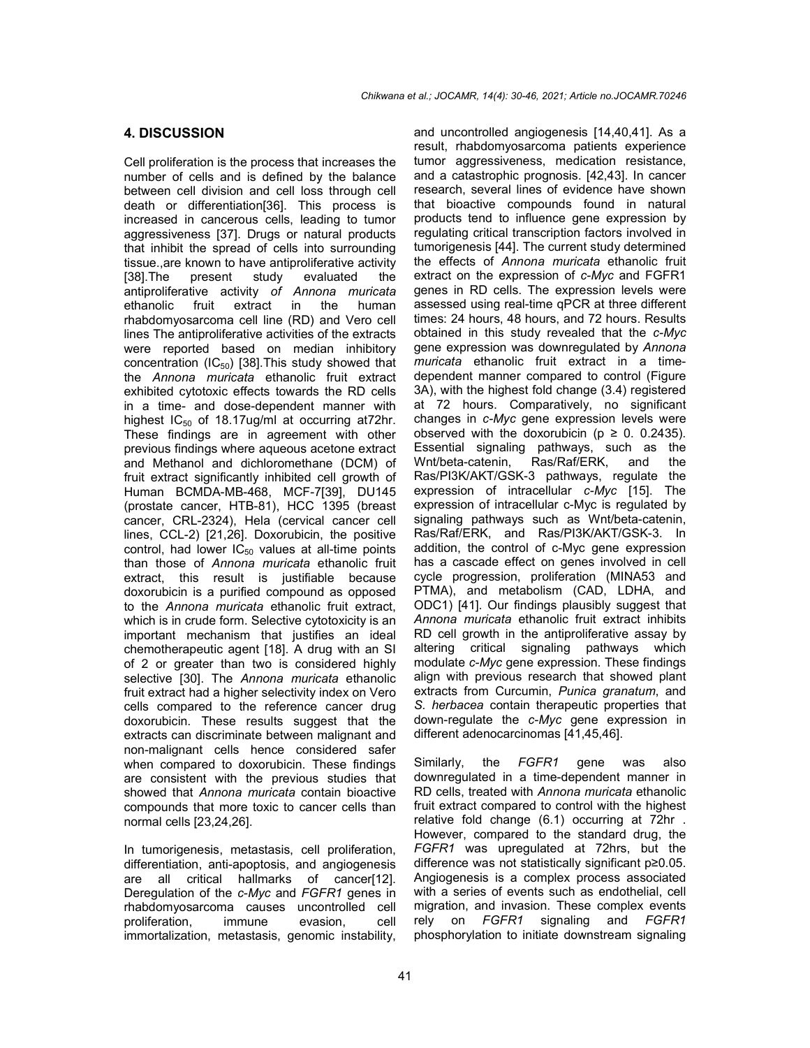## 4. DISCUSSION

Cell proliferation is the process that increases the number of cells and is defined by the balance between cell division and cell loss through cell death or differentiation[36]. This process is increased in cancerous cells, leading to tumor aggressiveness [37]. Drugs or natural products that inhibit the spread of cells into surrounding tissue.,are known to have antiproliferative activity [38].The present study evaluated the antiproliferative activity *of Annona muricata* ethanolic fruit extract in the human rhabdomyosarcoma cell line (RD) and Vero cell lines The antiproliferative activities of the extracts were reported based on median inhibitory concentration ($IC_{50}$) [38].This study showed that the *Annona muricata* ethanolic fruit extract exhibited cytotoxic effects towards the RD cells in a time- and dose-dependent manner with highest $IC_{50}$ of 18.17ug/ml at occurring at72hr. These findings are in agreement with other previous findings where aqueous acetone extract and Methanol and dichloromethane (DCM) of fruit extract significantly inhibited cell growth of Human BCMDA-MB-468, MCF-7[39], DU145 (prostate cancer, HTB-81), HCC 1395 (breast cancer, CRL-2324), Hela (cervical cancer cell lines, CCL-2) [21,26]. Doxorubicin, the positive control, had lower $IC_{50}$ values at all-time points than those of *Annona muricata* ethanolic fruit extract, this result is justifiable because doxorubicin is a purified compound as opposed to the *Annona muricata* ethanolic fruit extract, which is in crude form. Selective cytotoxicity is an important mechanism that justifies an ideal chemotherapeutic agent [18]. A drug with an SI of 2 or greater than two is considered highly selective [30]. The *Annona muricata* ethanolic fruit extract had a higher selectivity index on Vero cells compared to the reference cancer drug doxorubicin. These results suggest that the extracts can discriminate between malignant and non-malignant cells hence considered safer when compared to doxorubicin. These findings are consistent with the previous studies that showed that *Annona muricata* contain bioactive compounds that more toxic to cancer cells than normal cells [23,24,26].

In tumorigenesis, metastasis, cell proliferation, differentiation, anti-apoptosis, and angiogenesis are all critical hallmarks of cancer[12]. Deregulation of the *c-Myc* and *FGFR1* genes in rhabdomyosarcoma causes uncontrolled cell proliferation, immune evasion, cell immortalization, metastasis, genomic instability, and uncontrolled angiogenesis [14,40,41]. As a result, rhabdomyosarcoma patients experience tumor aggressiveness, medication resistance, and a catastrophic prognosis. [42,43]. In cancer research, several lines of evidence have shown that bioactive compounds found in natural products tend to influence gene expression by regulating critical transcription factors involved in tumorigenesis [44]. The current study determined the effects of *Annona muricata* ethanolic fruit extract on the expression of *c-Myc* and FGFR1 genes in RD cells. The expression levels were assessed using real-time qPCR at three different times: 24 hours, 48 hours, and 72 hours. Results obtained in this study revealed that the *c-Myc* gene expression was downregulated by *Annona muricata* ethanolic fruit extract in a time-dependent manner compared to control (Figure 3A), with the highest fold change (3.4) registered at 72 hours. Comparatively, no significant changes in *c-Myc* gene expression levels were observed with the doxorubicin ($p \geq 0.\ 0.2435$). Essential signaling pathways, such as the Wnt/beta-catenin, Ras/Raf/ERK, and the Ras/PI3K/AKT/GSK-3 pathways, regulate the expression of intracellular *c-Myc* [15]. The expression of intracellular c-Myc is regulated by signaling pathways such as Wnt/beta-catenin, Ras/Raf/ERK, and Ras/PI3K/AKT/GSK-3. In addition, the control of c-Myc gene expression has a cascade effect on genes involved in cell cycle progression, proliferation (MINA53 and PTMA), and metabolism (CAD, LDHA, and ODC1) [41]. Our findings plausibly suggest that *Annona muricata* ethanolic fruit extract inhibits RD cell growth in the antiproliferative assay by altering critical signaling pathways which modulate *c-Myc* gene expression. These findings align with previous research that showed plant extracts from Curcumin, *Punica granatum*, and *S. herbacea* contain therapeutic properties that down-regulate the *c-Myc* gene expression in different adenocarcinomas [41,45,46].

Similarly, the *FGFR1* gene was also downregulated in a time-dependent manner in RD cells, treated with *Annona muricata* ethanolic fruit extract compared to control with the highest relative fold change (6.1) occurring at 72hr . However, compared to the standard drug, the *FGFR1* was upregulated at 72hrs, but the difference was not statistically significant $p \geq 0.05$. Angiogenesis is a complex process associated with a series of events such as endothelial, cell migration, and invasion. These complex events rely on *FGFR1* signaling and *FGFR1* phosphorylation to initiate downstream signaling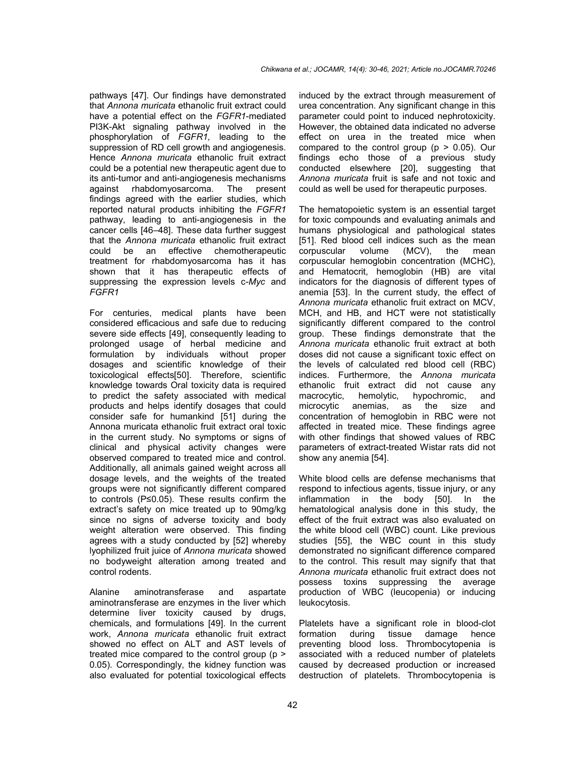pathways [47]. Our findings have demonstrated that *Annona muricata* ethanolic fruit extract could have a potential effect on the *FGFR1*-mediated PI3K-Akt signaling pathway involved in the phosphorylation of *FGFR1,* leading to the suppression of RD cell growth and angiogenesis. Hence *Annona muricata* ethanolic fruit extract could be a potential new therapeutic agent due to its anti-tumor and anti-angiogenesis mechanisms against rhabdomyosarcoma. The present findings agreed with the earlier studies, which reported natural products inhibiting the *FGFR1* pathway, leading to anti-angiogenesis in the cancer cells [46–48]. These data further suggest that the *Annona muricata* ethanolic fruit extract could be an effective chemotherapeutic treatment for rhabdomyosarcoma has it has shown that it has therapeutic effects of suppressing the expression levels c-*Myc* and *FGFR1*

For centuries, medical plants have been considered efficacious and safe due to reducing severe side effects [49], consequently leading to prolonged usage of herbal medicine and formulation by individuals without proper dosages and scientific knowledge of their toxicological effects[50]. Therefore, scientific knowledge towards Oral toxicity data is required to predict the safety associated with medical products and helps identify dosages that could consider safe for humankind [51] during the Annona muricata ethanolic fruit extract oral toxic in the current study. No symptoms or signs of clinical and physical activity changes were observed compared to treated mice and control. Additionally, all animals gained weight across all dosage levels, and the weights of the treated groups were not significantly different compared to controls ($P \leq 0.05$). These results confirm the extract's safety on mice treated up to 90mg/kg since no signs of adverse toxicity and body weight alteration were observed. This finding agrees with a study conducted by [52] whereby lyophilized fruit juice of *Annona muricata* showed no bodyweight alteration among treated and control rodents.

Alanine aminotransferase and aspartate aminotransferase are enzymes in the liver which determine liver toxicity caused by drugs, chemicals, and formulations [49]. In the current work, *Annona muricata* ethanolic fruit extract showed no effect on ALT and AST levels of treated mice compared to the control group ($p > 0.05$). Correspondingly, the kidney function was also evaluated for potential toxicological effects induced by the extract through measurement of urea concentration. Any significant change in this parameter could point to induced nephrotoxicity. However, the obtained data indicated no adverse effect on urea in the treated mice when compared to the control group ($p > 0.05$). Our findings echo those of a previous study conducted elsewhere [20], suggesting that *Annona muricata* fruit is safe and not toxic and could as well be used for therapeutic purposes.

The hematopoietic system is an essential target for toxic compounds and evaluating animals and humans physiological and pathological states [51]. Red blood cell indices such as the mean corpuscular volume (MCV), the mean corpuscular hemoglobin concentration (MCHC), and Hematocrit, hemoglobin (HB) are vital indicators for the diagnosis of different types of anemia [53]. In the current study, the effect of *Annona muricata* ethanolic fruit extract on MCV, MCH, and HB, and HCT were not statistically significantly different compared to the control group. These findings demonstrate that the *Annona muricata* ethanolic fruit extract at both doses did not cause a significant toxic effect on the levels of calculated red blood cell (RBC) indices. Furthermore, the *Annona muricata* ethanolic fruit extract did not cause any macrocytic, hemolytic, hypochromic, and microcytic anemias, as the size and concentration of hemoglobin in RBC were not affected in treated mice. These findings agree with other findings that showed values of RBC parameters of extract-treated Wistar rats did not show any anemia [54].

White blood cells are defense mechanisms that respond to infectious agents, tissue injury, or any inflammation in the body [50]. In the hematological analysis done in this study, the effect of the fruit extract was also evaluated on the white blood cell (WBC) count. Like previous studies [55], the WBC count in this study demonstrated no significant difference compared to the control. This result may signify that that *Annona muricata* ethanolic fruit extract does not possess toxins suppressing the average production of WBC (leucopenia) or inducing leukocytosis.

Platelets have a significant role in blood-clot formation during tissue damage hence preventing blood loss. Thrombocytopenia is associated with a reduced number of platelets caused by decreased production or increased destruction of platelets. Thrombocytopenia is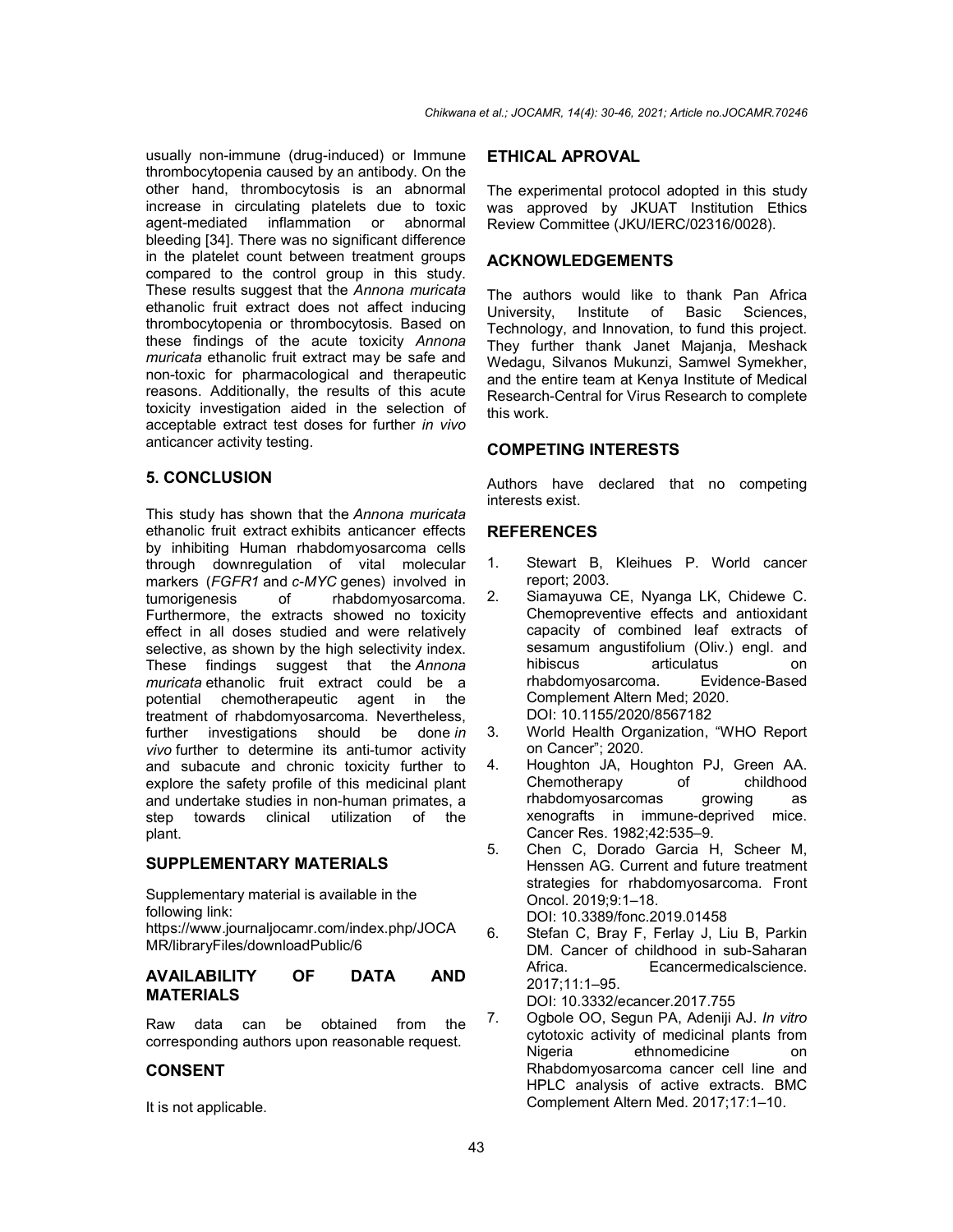usually non-immune (drug-induced) or Immune thrombocytopenia caused by an antibody. On the other hand, thrombocytosis is an abnormal increase in circulating platelets due to toxic agent-mediated inflammation or abnormal bleeding [34]. There was no significant difference in the platelet count between treatment groups compared to the control group in this study. These results suggest that the *Annona muricata* ethanolic fruit extract does not affect inducing thrombocytopenia or thrombocytosis. Based on these findings of the acute toxicity *Annona muricata* ethanolic fruit extract may be safe and non-toxic for pharmacological and therapeutic reasons. Additionally, the results of this acute toxicity investigation aided in the selection of acceptable extract test doses for further *in vivo* anticancer activity testing.

## 5. CONCLUSION

This study has shown that the *Annona muricata* ethanolic fruit extract exhibits anticancer effects by inhibiting Human rhabdomyosarcoma cells through downregulation of vital molecular markers (*FGFR1* and *c-MYC* genes) involved in tumorigenesis of rhabdomyosarcoma. Furthermore, the extracts showed no toxicity effect in all doses studied and were relatively selective, as shown by the high selectivity index. These findings suggest that the *Annona muricata* ethanolic fruit extract could be a potential chemotherapeutic agent in the treatment of rhabdomyosarcoma. Nevertheless, further investigations should be done *in vivo* further to determine its anti-tumor activity and subacute and chronic toxicity further to explore the safety profile of this medicinal plant and undertake studies in non-human primates, a step towards clinical utilization of the plant.

## SUPPLEMENTARY MATERIALS

Supplementary material is available in the following link:
https://www.journaljocamr.com/index.php/JOCAMR/libraryFiles/downloadPublic/6

## AVAILABILITY OF DATA AND MATERIALS

Raw data can be obtained from the corresponding authors upon reasonable request.

## CONSENT

It is not applicable.

## ETHICAL APROVAL

The experimental protocol adopted in this study was approved by JKUAT Institution Ethics Review Committee (JKU/IERC/02316/0028).

## ACKNOWLEDGEMENTS

The authors would like to thank Pan Africa University, Institute of Basic Sciences, Technology, and Innovation, to fund this project. They further thank Janet Majanja, Meshack Wedagu, Silvanos Mukunzi, Samwel Symekher, and the entire team at Kenya Institute of Medical Research-Central for Virus Research to complete this work.

## COMPETING INTERESTS

Authors have declared that no competing interests exist.

## REFERENCES

1. Stewart B, Kleihues P. World cancer report; 2003.
2. Siamayuwa CE, Nyanga LK, Chidewe C. Chemopreventive effects and antioxidant capacity of combined leaf extracts of sesamum angustifolium (Oliv.) engl. and hibiscus articulatus on rhabdomyosarcoma. Evidence-Based Complement Altern Med; 2020. DOI: 10.1155/2020/8567182
3. World Health Organization, "WHO Report on Cancer"; 2020.
4. Houghton JA, Houghton PJ, Green AA. Chemotherapy of childhood rhabdomyosarcomas growing as xenografts in immune-deprived mice. Cancer Res. 1982;42:535–9.
5. Chen C, Dorado Garcia H, Scheer M, Henssen AG. Current and future treatment strategies for rhabdomyosarcoma. Front Oncol. 2019;9:1–18. DOI: 10.3389/fonc.2019.01458
6. Stefan C, Bray F, Ferlay J, Liu B, Parkin DM. Cancer of childhood in sub-Saharan Africa. Ecancermedicalscience. 2017;11:1–95. DOI: 10.3332/ecancer.2017.755
7. Ogbole OO, Segun PA, Adeniji AJ. *In vitro* cytotoxic activity of medicinal plants from Nigeria ethnomedicine on Rhabdomyosarcoma cancer cell line and HPLC analysis of active extracts. BMC Complement Altern Med. 2017;17:1–10.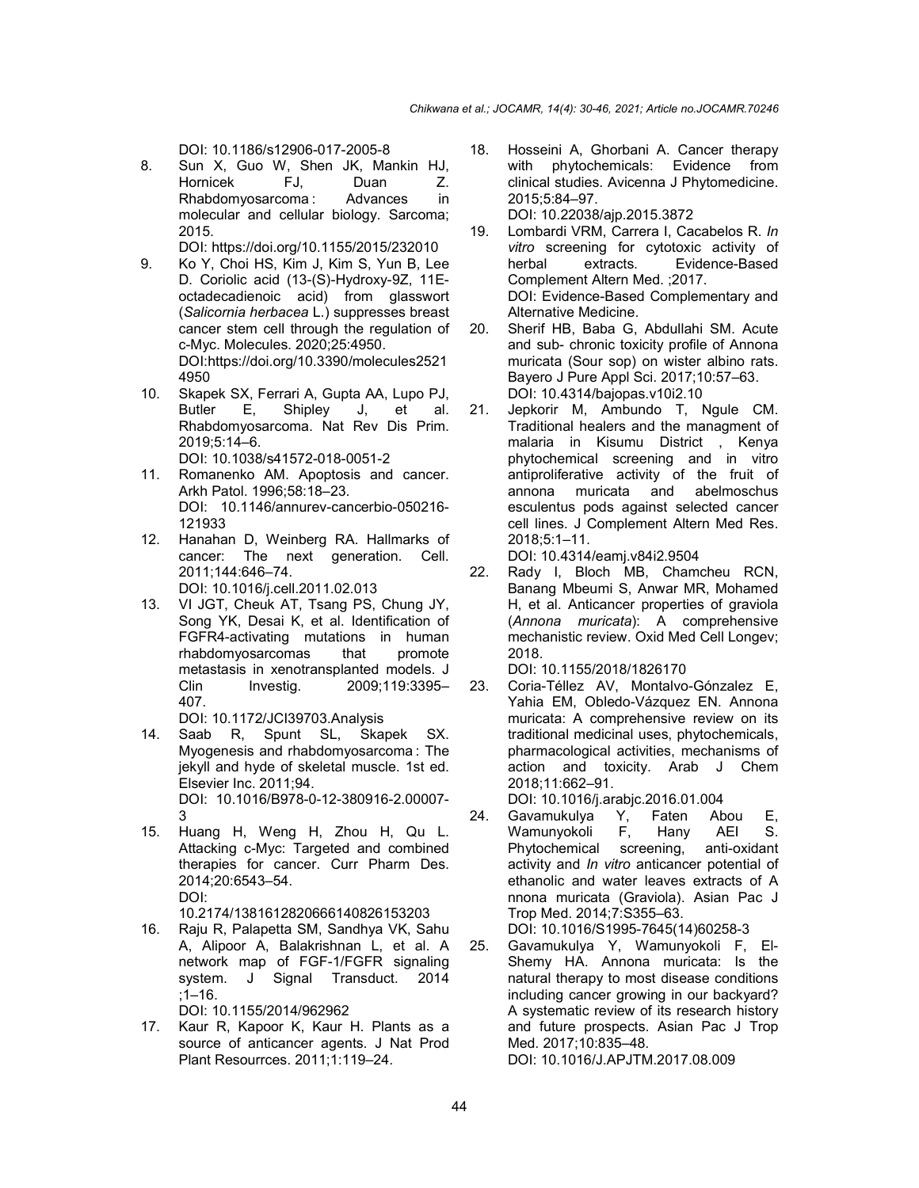DOI: 10.1186/s12906-017-2005-8

8. Sun X, Guo W, Shen JK, Mankin HJ, Hornicek FJ, Duan Z. Rhabdomyosarcoma : Advances in molecular and cellular biology. Sarcoma; 2015.
   DOI: https://doi.org/10.1155/2015/232010
9. Ko Y, Choi HS, Kim J, Kim S, Yun B, Lee D. Coriolic acid (13-(S)-Hydroxy-9Z, 11E-octadecadienoic acid) from glasswort (*Salicornia herbacea* L.) suppresses breast cancer stem cell through the regulation of c-Myc. Molecules. 2020;25:4950.
   DOI:https://doi.org/10.3390/molecules25214950
10. Skapek SX, Ferrari A, Gupta AA, Lupo PJ, Butler E, Shipley J, et al. Rhabdomyosarcoma. Nat Rev Dis Prim. 2019;5:14–6.
    DOI: 10.1038/s41572-018-0051-2
11. Romanenko AM. Apoptosis and cancer. Arkh Patol. 1996;58:18–23.
    DOI: 10.1146/annurev-cancerbio-050216-121933
12. Hanahan D, Weinberg RA. Hallmarks of cancer: The next generation. Cell. 2011;144:646–74.
    DOI: 10.1016/j.cell.2011.02.013
13. VI JGT, Cheuk AT, Tsang PS, Chung JY, Song YK, Desai K, et al. Identification of FGFR4-activating mutations in human rhabdomyosarcomas that promote metastasis in xenotransplanted models. J Clin Investig. 2009;119:3395–407.
    DOI: 10.1172/JCI39703.Analysis
14. Saab R, Spunt SL, Skapek SX. Myogenesis and rhabdomyosarcoma : The jekyll and hyde of skeletal muscle. 1st ed. Elsevier Inc. 2011;94.
    DOI: 10.1016/B978-0-12-380916-2.00007-3
15. Huang H, Weng H, Zhou H, Qu L. Attacking c-Myc: Targeted and combined therapies for cancer. Curr Pharm Des. 2014;20:6543–54.
    DOI: 10.2174/1381612820666140826153203
16. Raju R, Palapetta SM, Sandhya VK, Sahu A, Alipoor A, Balakrishnan L, et al. A network map of FGF-1/FGFR signaling system. J Signal Transduct. 2014 ;1–16.
    DOI: 10.1155/2014/962962
17. Kaur R, Kapoor K, Kaur H. Plants as a source of anticancer agents. J Nat Prod Plant Resourrces. 2011;1:119–24.
18. Hosseini A, Ghorbani A. Cancer therapy with phytochemicals: Evidence from clinical studies. Avicenna J Phytomedicine. 2015;5:84–97.
    DOI: 10.22038/ajp.2015.3872
19. Lombardi VRM, Carrera I, Cacabelos R. *In vitro* screening for cytotoxic activity of herbal extracts. Evidence-Based Complement Altern Med. ;2017.
    DOI: Evidence-Based Complementary and Alternative Medicine.
20. Sherif HB, Baba G, Abdullahi SM. Acute and sub- chronic toxicity profile of Annona muricata (Sour sop) on wister albino rats. Bayero J Pure Appl Sci. 2017;10:57–63.
    DOI: 10.4314/bajopas.v10i2.10
21. Jepkorir M, Ambundo T, Ngule CM. Traditional healers and the managment of malaria in Kisumu District , Kenya phytochemical screening and in vitro antiproliferative activity of the fruit of annona muricata and abelmoschus esculentus pods against selected cancer cell lines. J Complement Altern Med Res. 2018;5:1–11.
    DOI: 10.4314/eamj.v84i2.9504
22. Rady I, Bloch MB, Chamcheu RCN, Banang Mbeumi S, Anwar MR, Mohamed H, et al. Anticancer properties of graviola (*Annona muricata*): A comprehensive mechanistic review. Oxid Med Cell Longev; 2018.
    DOI: 10.1155/2018/1826170
23. Coria-Téllez AV, Montalvo-Gónzalez E, Yahia EM, Obledo-Vázquez EN. Annona muricata: A comprehensive review on its traditional medicinal uses, phytochemicals, pharmacological activities, mechanisms of action and toxicity. Arab J Chem 2018;11:662–91.
    DOI: 10.1016/j.arabjc.2016.01.004
24. Gavamukulya Y, Faten Abou E, Wamunyokoli F, Hany AEl S. Phytochemical screening, anti-oxidant activity and *In vitro* anticancer potential of ethanolic and water leaves extracts of A nnona muricata (Graviola). Asian Pac J Trop Med. 2014;7:S355–63.
    DOI: 10.1016/S1995-7645(14)60258-3
25. Gavamukulya Y, Wamunyokoli F, El-Shemy HA. Annona muricata: Is the natural therapy to most disease conditions including cancer growing in our backyard? A systematic review of its research history and future prospects. Asian Pac J Trop Med. 2017;10:835–48.
    DOI: 10.1016/J.APJTM.2017.08.009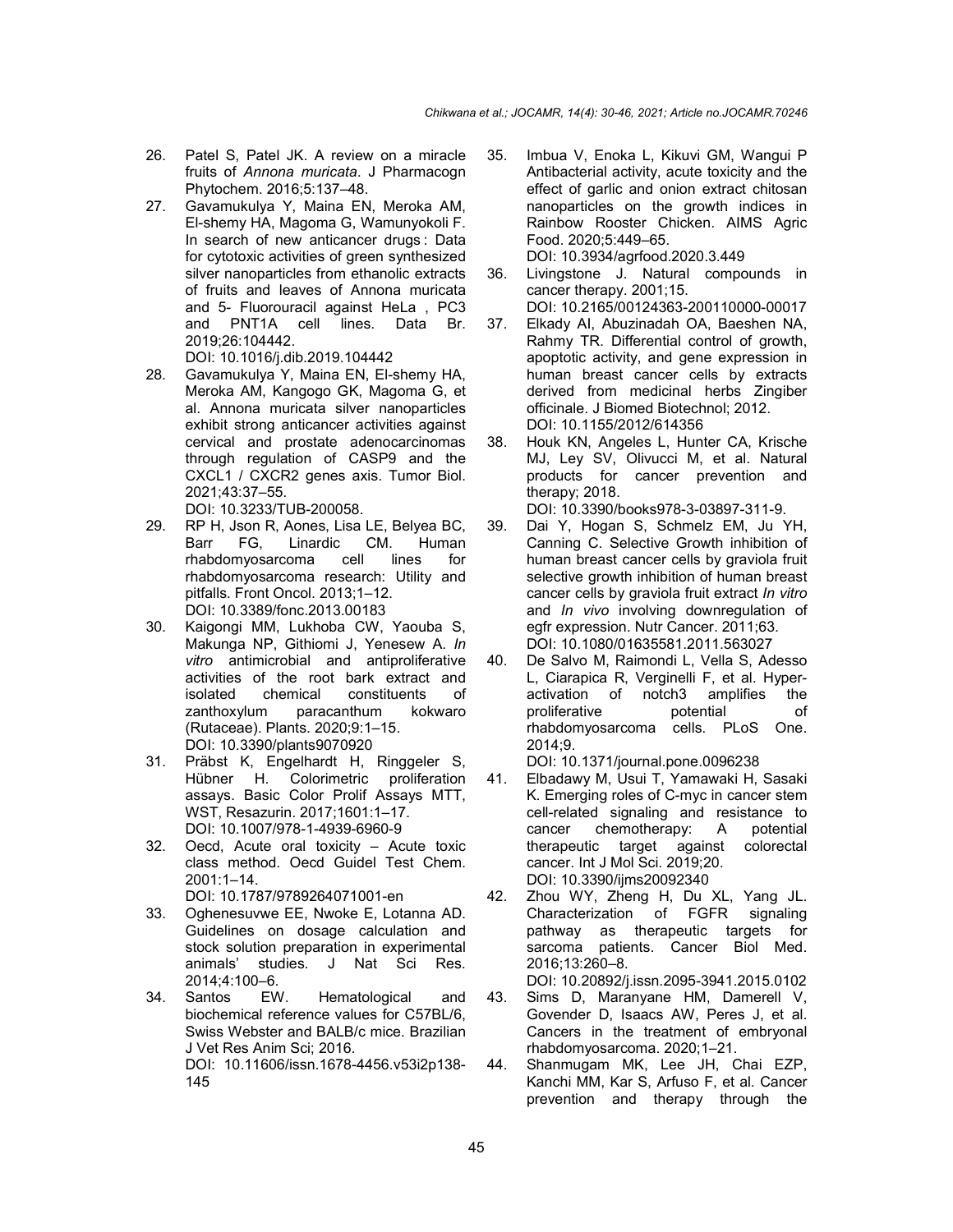26. Patel S, Patel JK. A review on a miracle fruits of *Annona muricata*. J Pharmacogn Phytochem. 2016;5:137–48.
27. Gavamukulya Y, Maina EN, Meroka AM, El-shemy HA, Magoma G, Wamunyokoli F. In search of new anticancer drugs : Data for cytotoxic activities of green synthesized silver nanoparticles from ethanolic extracts of fruits and leaves of Annona muricata and 5- Fluorouracil against HeLa , PC3 and PNT1A cell lines. Data Br. 2019;26:104442.
DOI: 10.1016/j.dib.2019.104442
28. Gavamukulya Y, Maina EN, El-shemy HA, Meroka AM, Kangogo GK, Magoma G, et al. Annona muricata silver nanoparticles exhibit strong anticancer activities against cervical and prostate adenocarcinomas through regulation of CASP9 and the CXCL1 / CXCR2 genes axis. Tumor Biol. 2021;43:37–55.
DOI: 10.3233/TUB-200058.
29. RP H, Json R, Aones, Lisa LE, Belyea BC, Barr FG, Linardic CM. Human rhabdomyosarcoma cell lines for rhabdomyosarcoma research: Utility and pitfalls. Front Oncol. 2013;1–12.
DOI: 10.3389/fonc.2013.00183
30. Kaigongi MM, Lukhoba CW, Yaouba S, Makunga NP, Githiomi J, Yenesew A. *In vitro* antimicrobial and antiproliferative activities of the root bark extract and isolated chemical constituents of zanthoxylum paracanthum kokwaro (Rutaceae). Plants. 2020;9:1–15.
DOI: 10.3390/plants9070920
31. Präbst K, Engelhardt H, Ringgeler S, Hübner H. Colorimetric proliferation assays. Basic Color Prolif Assays MTT, WST, Resazurin. 2017;1601:1–17.
DOI: 10.1007/978-1-4939-6960-9
32. Oecd, Acute oral toxicity – Acute toxic class method. Oecd Guidel Test Chem. 2001:1–14.
DOI: 10.1787/9789264071001-en
33. Oghenesuvwe EE, Nwoke E, Lotanna AD. Guidelines on dosage calculation and stock solution preparation in experimental animals' studies. J Nat Sci Res. 2014;4:100–6.
34. Santos EW. Hematological and biochemical reference values for C57BL/6, Swiss Webster and BALB/c mice. Brazilian J Vet Res Anim Sci; 2016.
DOI: 10.11606/issn.1678-4456.v53i2p138-145
35. Imbua V, Enoka L, Kikuvi GM, Wangui P Antibacterial activity, acute toxicity and the effect of garlic and onion extract chitosan nanoparticles on the growth indices in Rainbow Rooster Chicken. AIMS Agric Food. 2020;5:449–65.
DOI: 10.3934/agrfood.2020.3.449
36. Livingstone J. Natural compounds in cancer therapy. 2001;15.
DOI: 10.2165/00124363-200110000-00017
37. Elkady AI, Abuzinadah OA, Baeshen NA, Rahmy TR. Differential control of growth, apoptotic activity, and gene expression in human breast cancer cells by extracts derived from medicinal herbs Zingiber officinale. J Biomed Biotechnol; 2012.
DOI: 10.1155/2012/614356
38. Houk KN, Angeles L, Hunter CA, Krische MJ, Ley SV, Olivucci M, et al. Natural products for cancer prevention and therapy; 2018.
DOI: 10.3390/books978-3-03897-311-9.
39. Dai Y, Hogan S, Schmelz EM, Ju YH, Canning C. Selective Growth inhibition of human breast cancer cells by graviola fruit selective growth inhibition of human breast cancer cells by graviola fruit extract *In vitro* and *In vivo* involving downregulation of egfr expression. Nutr Cancer. 2011;63.
DOI: 10.1080/01635581.2011.563027
40. De Salvo M, Raimondi L, Vella S, Adesso L, Ciarapica R, Verginelli F, et al. Hyper-activation of notch3 amplifies the proliferative potential of rhabdomyosarcoma cells. PLoS One. 2014;9.
DOI: 10.1371/journal.pone.0096238
41. Elbadawy M, Usui T, Yamawaki H, Sasaki K. Emerging roles of C-myc in cancer stem cell-related signaling and resistance to cancer chemotherapy: A potential therapeutic target against colorectal cancer. Int J Mol Sci. 2019;20.
DOI: 10.3390/ijms20092340
42. Zhou WY, Zheng H, Du XL, Yang JL. Characterization of FGFR signaling pathway as therapeutic targets for sarcoma patients. Cancer Biol Med. 2016;13:260–8.
DOI: 10.20892/j.issn.2095-3941.2015.0102
43. Sims D, Maranyane HM, Damerell V, Govender D, Isaacs AW, Peres J, et al. Cancers in the treatment of embryonal rhabdomyosarcoma. 2020;1–21.
44. Shanmugam MK, Lee JH, Chai EZP, Kanchi MM, Kar S, Arfuso F, et al. Cancer prevention and therapy through the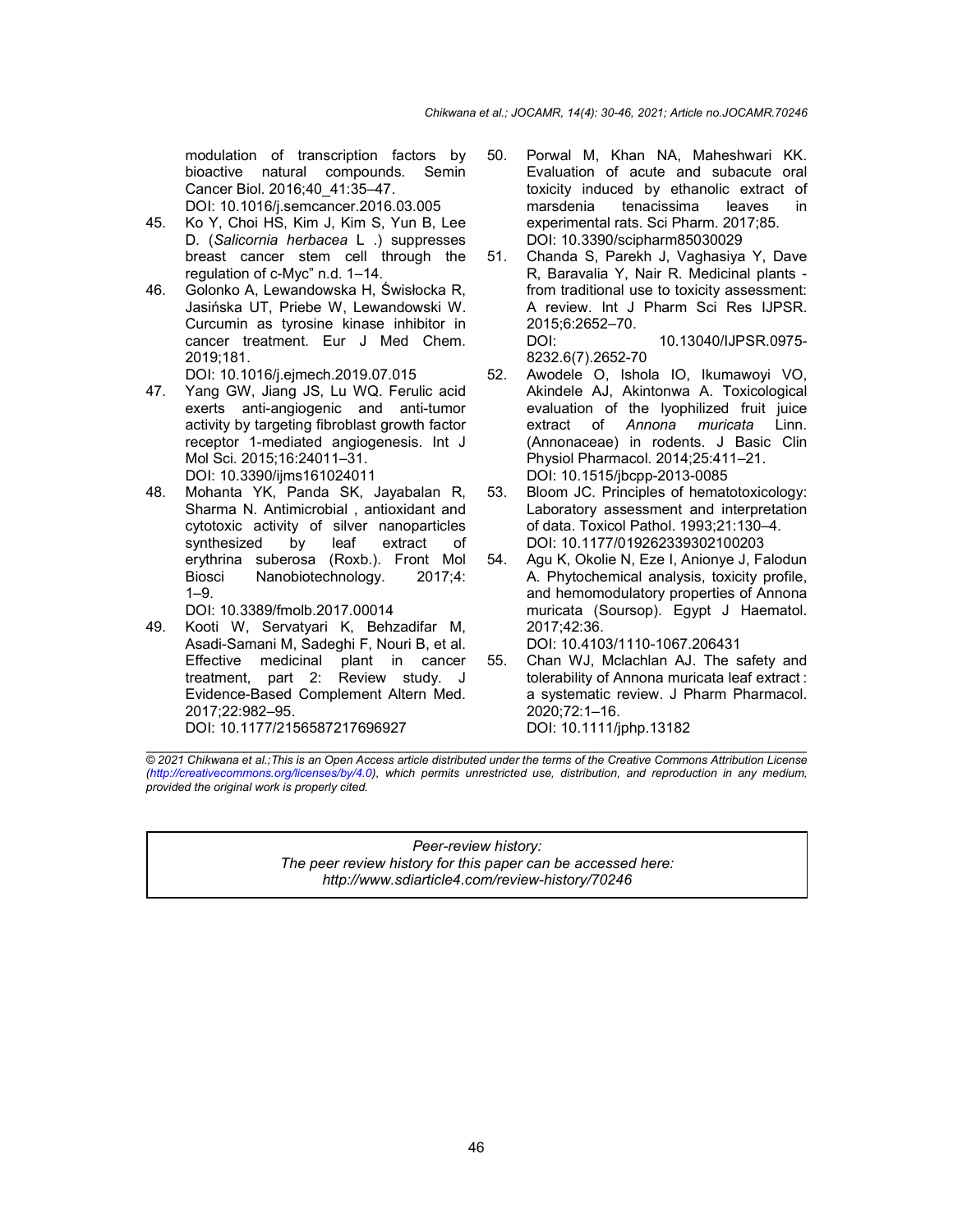modulation of transcription factors by bioactive natural compounds. Semin Cancer Biol. 2016;40_41:35–47.
DOI: 10.1016/j.semcancer.2016.03.005

45. Ko Y, Choi HS, Kim J, Kim S, Yun B, Lee D. (*Salicornia herbacea* L .) suppresses breast cancer stem cell through the regulation of c-Myc" n.d. 1–14.
46. Golonko A, Lewandowska H, Świsłocka R, Jasińska UT, Priebe W, Lewandowski W. Curcumin as tyrosine kinase inhibitor in cancer treatment. Eur J Med Chem. 2019;181.
DOI: 10.1016/j.ejmech.2019.07.015
47. Yang GW, Jiang JS, Lu WQ. Ferulic acid exerts anti-angiogenic and anti-tumor activity by targeting fibroblast growth factor receptor 1-mediated angiogenesis. Int J Mol Sci. 2015;16:24011–31.
DOI: 10.3390/ijms161024011
48. Mohanta YK, Panda SK, Jayabalan R, Sharma N. Antimicrobial , antioxidant and cytotoxic activity of silver nanoparticles synthesized by leaf extract of erythrina suberosa (Roxb.). Front Mol Biosci Nanobiotechnology. 2017;4: 1–9.
DOI: 10.3389/fmolb.2017.00014
49. Kooti W, Servatyari K, Behzadifar M, Asadi-Samani M, Sadeghi F, Nouri B, et al. Effective medicinal plant in cancer treatment, part 2: Review study. J Evidence-Based Complement Altern Med. 2017;22:982–95.
DOI: 10.1177/2156587217696927
50. Porwal M, Khan NA, Maheshwari KK. Evaluation of acute and subacute oral toxicity induced by ethanolic extract of marsdenia tenacissima leaves in experimental rats. Sci Pharm. 2017;85.
DOI: 10.3390/scipharm85030029
51. Chanda S, Parekh J, Vaghasiya Y, Dave R, Baravalia Y, Nair R. Medicinal plants - from traditional use to toxicity assessment: A review. Int J Pharm Sci Res IJPSR. 2015;6:2652–70.
DOI: 10.13040/IJPSR.0975-8232.6(7).2652-70
52. Awodele O, Ishola IO, Ikumawoyi VO, Akindele AJ, Akintonwa A. Toxicological evaluation of the lyophilized fruit juice extract of *Annona muricata* Linn. (Annonaceae) in rodents. J Basic Clin Physiol Pharmacol. 2014;25:411–21.
DOI: 10.1515/jbcpp-2013-0085
53. Bloom JC. Principles of hematotoxicology: Laboratory assessment and interpretation of data. Toxicol Pathol. 1993;21:130–4.
DOI: 10.1177/019262339302100203
54. Agu K, Okolie N, Eze I, Anionye J, Falodun A. Phytochemical analysis, toxicity profile, and hemomodulatory properties of Annona muricata (Soursop). Egypt J Haematol. 2017;42:36.
DOI: 10.4103/1110-1067.206431
55. Chan WJ, Mclachlan AJ. The safety and tolerability of Annona muricata leaf extract : a systematic review. J Pharm Pharmacol. 2020;72:1–16.
DOI: 10.1111/jphp.13182

*© 2021 Chikwana et al.;This is an Open Access article distributed under the terms of the Creative Commons Attribution License (http://creativecommons.org/licenses/by/4.0), which permits unrestricted use, distribution, and reproduction in any medium, provided the original work is properly cited.*

*Peer-review history:*
*The peer review history for this paper can be accessed here:*
*http://www.sdiarticle4.com/review-history/70246*